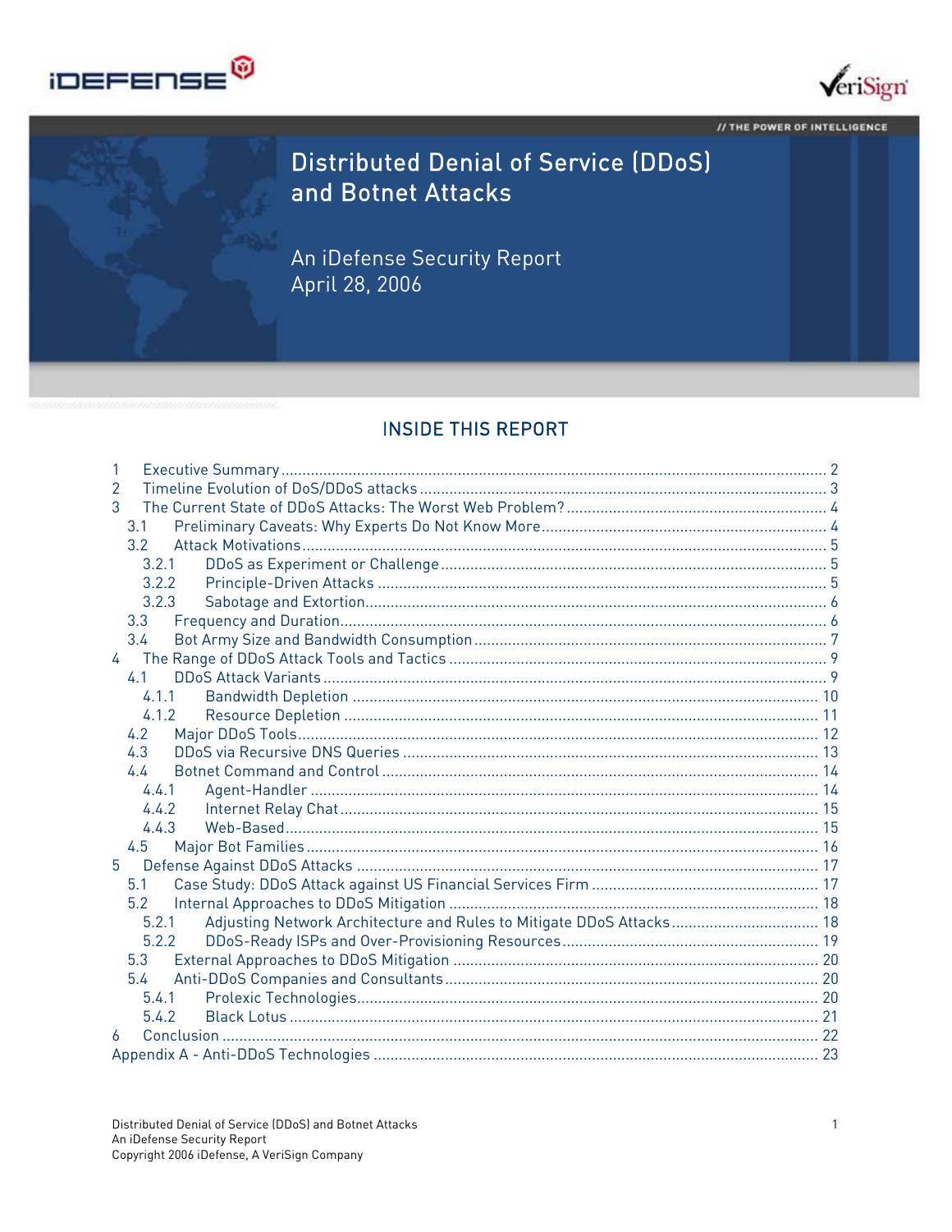iDEFENSE

VeriSign

// THE POWER OF INTELLIGENCE

# Distributed Denial of Service (DDoS) and Botnet Attacks

An iDefense Security Report
April 28, 2006

## INSIDE THIS REPORT

1 Executive Summary ... 2
2 Timeline Evolution of DoS/DDoS attacks ... 3
3 The Current State of DDoS Attacks: The Worst Web Problem? ... 4
- 3.1 Preliminary Caveats: Why Experts Do Not Know More ... 4
- 3.2 Attack Motivations ... 5
  - 3.2.1 DDoS as Experiment or Challenge ... 5
  - 3.2.2 Principle-Driven Attacks ... 5
  - 3.2.3 Sabotage and Extortion ... 6
- 3.3 Frequency and Duration ... 6
- 3.4 Bot Army Size and Bandwidth Consumption ... 7

4 The Range of DDoS Attack Tools and Tactics ... 9
- 4.1 DDoS Attack Variants ... 9
  - 4.1.1 Bandwidth Depletion ... 10
  - 4.1.2 Resource Depletion ... 11
- 4.2 Major DDoS Tools ... 12
- 4.3 DDoS via Recursive DNS Queries ... 13
- 4.4 Botnet Command and Control ... 14
  - 4.4.1 Agent-Handler ... 14
  - 4.4.2 Internet Relay Chat ... 15
  - 4.4.3 Web-Based ... 15
- 4.5 Major Bot Families ... 16

5 Defense Against DDoS Attacks ... 17
- 5.1 Case Study: DDoS Attack against US Financial Services Firm ... 17
- 5.2 Internal Approaches to DDoS Mitigation ... 18
  - 5.2.1 Adjusting Network Architecture and Rules to Mitigate DDoS Attacks ... 18
  - 5.2.2 DDoS-Ready ISPs and Over-Provisioning Resources ... 19
- 5.3 External Approaches to DDoS Mitigation ... 20
- 5.4 Anti-DDoS Companies and Consultants ... 20
  - 5.4.1 Prolexic Technologies ... 20
  - 5.4.2 Black Lotus ... 21

6 Conclusion ... 22

Appendix A - Anti-DDoS Technologies ... 23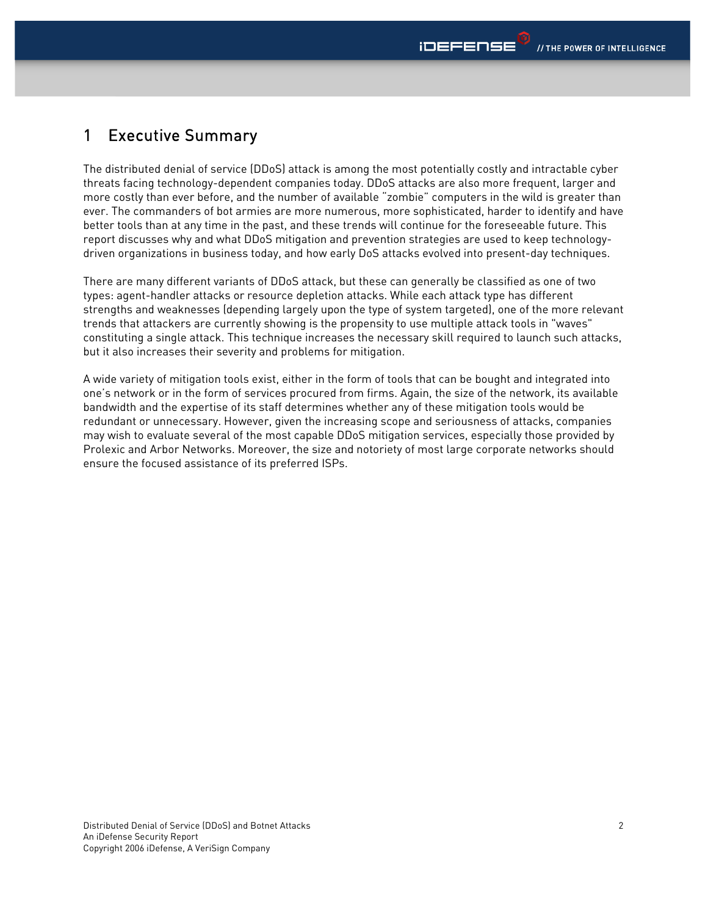# 1 Executive Summary

The distributed denial of service (DDoS) attack is among the most potentially costly and intractable cyber threats facing technology-dependent companies today. DDoS attacks are also more frequent, larger and more costly than ever before, and the number of available "zombie" computers in the wild is greater than ever. The commanders of bot armies are more numerous, more sophisticated, harder to identify and have better tools than at any time in the past, and these trends will continue for the foreseeable future. This report discusses why and what DDoS mitigation and prevention strategies are used to keep technology-driven organizations in business today, and how early DoS attacks evolved into present-day techniques.

There are many different variants of DDoS attack, but these can generally be classified as one of two types: agent-handler attacks or resource depletion attacks. While each attack type has different strengths and weaknesses (depending largely upon the type of system targeted), one of the more relevant trends that attackers are currently showing is the propensity to use multiple attack tools in "waves" constituting a single attack. This technique increases the necessary skill required to launch such attacks, but it also increases their severity and problems for mitigation.

A wide variety of mitigation tools exist, either in the form of tools that can be bought and integrated into one's network or in the form of services procured from firms. Again, the size of the network, its available bandwidth and the expertise of its staff determines whether any of these mitigation tools would be redundant or unnecessary. However, given the increasing scope and seriousness of attacks, companies may wish to evaluate several of the most capable DDoS mitigation services, especially those provided by Prolexic and Arbor Networks. Moreover, the size and notoriety of most large corporate networks should ensure the focused assistance of its preferred ISPs.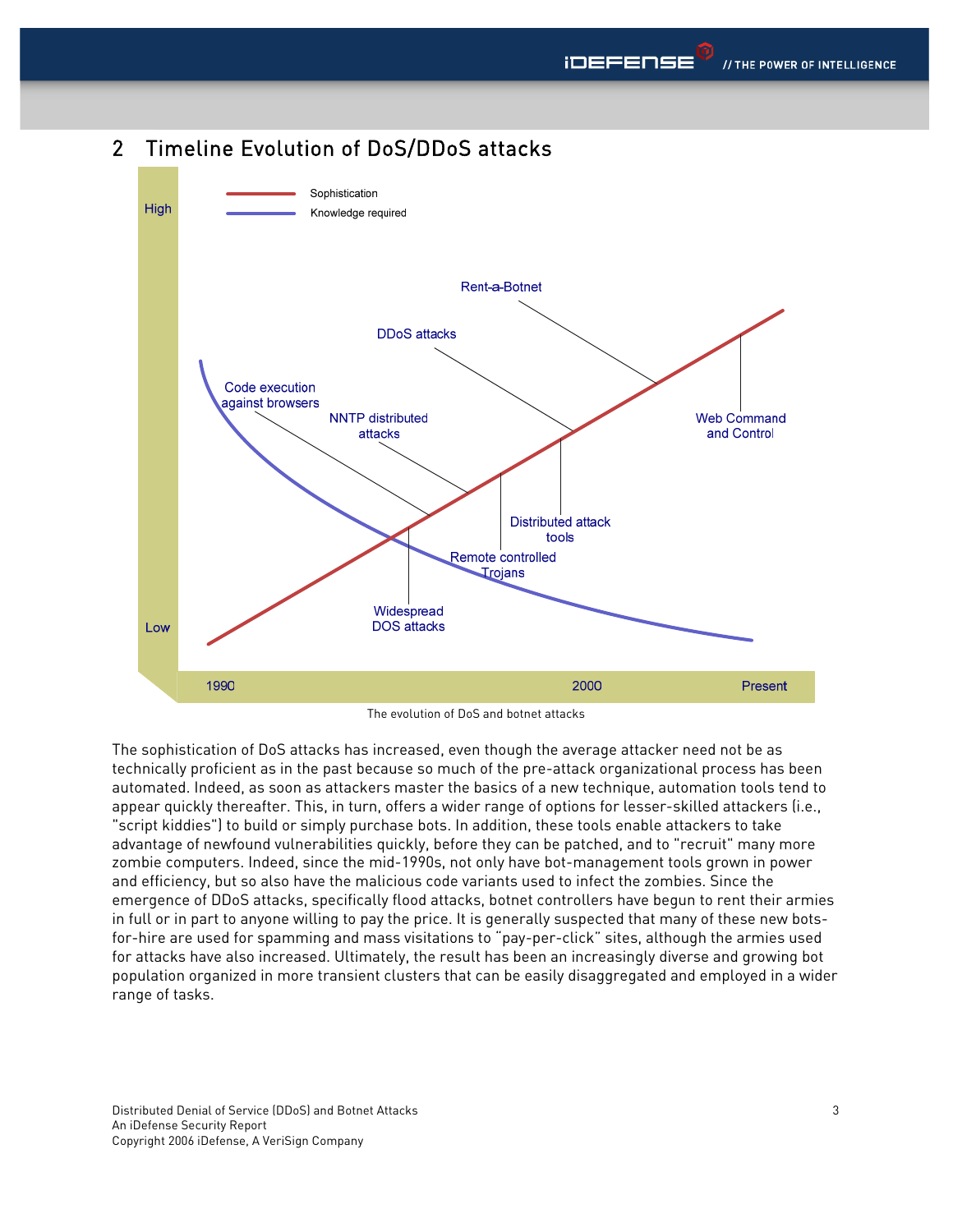## 2 Timeline Evolution of DoS/DDoS attacks

Sophistication
Knowledge required

High
Low

Rent-a-Botnet
DDoS attacks
Code execution against browsers
NNTP distributed attacks
Web Command and Control
Distributed attack tools
Remote controlled Trojans
Widespread DOS attacks

1990
2000
Present

The evolution of DoS and botnet attacks

The sophistication of DoS attacks has increased, even though the average attacker need not be as technically proficient as in the past because so much of the pre-attack organizational process has been automated. Indeed, as soon as attackers master the basics of a new technique, automation tools tend to appear quickly thereafter. This, in turn, offers a wider range of options for lesser-skilled attackers (i.e., "script kiddies") to build or simply purchase bots. In addition, these tools enable attackers to take advantage of newfound vulnerabilities quickly, before they can be patched, and to "recruit" many more zombie computers. Indeed, since the mid-1990s, not only have bot-management tools grown in power and efficiency, but so also have the malicious code variants used to infect the zombies. Since the emergence of DDoS attacks, specifically flood attacks, botnet controllers have begun to rent their armies in full or in part to anyone willing to pay the price. It is generally suspected that many of these new bots-for-hire are used for spamming and mass visitations to "pay-per-click" sites, although the armies used for attacks have also increased. Ultimately, the result has been an increasingly diverse and growing bot population organized in more transient clusters that can be easily disaggregated and employed in a wider range of tasks.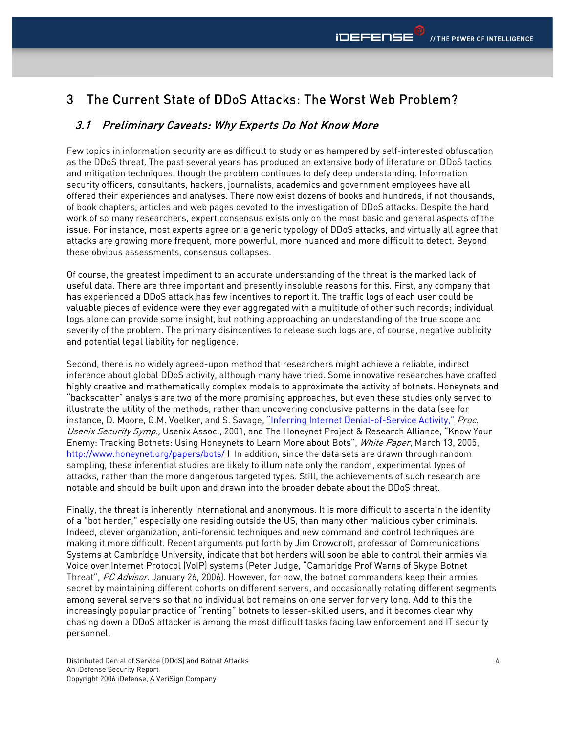# 3 The Current State of DDoS Attacks: The Worst Web Problem?

## 3.1 Preliminary Caveats: Why Experts Do Not Know More

Few topics in information security are as difficult to study or as hampered by self-interested obfuscation as the DDoS threat. The past several years has produced an extensive body of literature on DDoS tactics and mitigation techniques, though the problem continues to defy deep understanding. Information security officers, consultants, hackers, journalists, academics and government employees have all offered their experiences and analyses. There now exist dozens of books and hundreds, if not thousands, of book chapters, articles and web pages devoted to the investigation of DDoS attacks. Despite the hard work of so many researchers, expert consensus exists only on the most basic and general aspects of the issue. For instance, most experts agree on a generic typology of DDoS attacks, and virtually all agree that attacks are growing more frequent, more powerful, more nuanced and more difficult to detect. Beyond these obvious assessments, consensus collapses.

Of course, the greatest impediment to an accurate understanding of the threat is the marked lack of useful data. There are three important and presently insoluble reasons for this. First, any company that has experienced a DDoS attack has few incentives to report it. The traffic logs of each user could be valuable pieces of evidence were they ever aggregated with a multitude of other such records; individual logs alone can provide some insight, but nothing approaching an understanding of the true scope and severity of the problem. The primary disincentives to release such logs are, of course, negative publicity and potential legal liability for negligence.

Second, there is no widely agreed-upon method that researchers might achieve a reliable, indirect inference about global DDoS activity, although many have tried. Some innovative researches have crafted highly creative and mathematically complex models to approximate the activity of botnets. Honeynets and "backscatter" analysis are two of the more promising approaches, but even these studies only served to illustrate the utility of the methods, rather than uncovering conclusive patterns in the data (see for instance, D. Moore, G.M. Voelker, and S. Savage, "Inferring Internet Denial-of-Service Activity," *Proc. Usenix Security Symp.,* Usenix Assoc., 2001, and The Honeynet Project & Research Alliance, "Know Your Enemy: Tracking Botnets: Using Honeynets to Learn More about Bots", *White Paper*, March 13, 2005, http://www.honeynet.org/papers/bots/ ) In addition, since the data sets are drawn through random sampling, these inferential studies are likely to illuminate only the random, experimental types of attacks, rather than the more dangerous targeted types. Still, the achievements of such research are notable and should be built upon and drawn into the broader debate about the DDoS threat.

Finally, the threat is inherently international and anonymous. It is more difficult to ascertain the identity of a "bot herder," especially one residing outside the US, than many other malicious cyber criminals. Indeed, clever organization, anti-forensic techniques and new command and control techniques are making it more difficult. Recent arguments put forth by Jim Crowcroft, professor of Communications Systems at Cambridge University, indicate that bot herders will soon be able to control their armies via Voice over Internet Protocol (VoIP) systems (Peter Judge, "Cambridge Prof Warns of Skype Botnet Threat", *PC Advisor*. January 26, 2006). However, for now, the botnet commanders keep their armies secret by maintaining different cohorts on different servers, and occasionally rotating different segments among several servers so that no individual bot remains on one server for very long. Add to this the increasingly popular practice of "renting" botnets to lesser-skilled users, and it becomes clear why chasing down a DDoS attacker is among the most difficult tasks facing law enforcement and IT security personnel.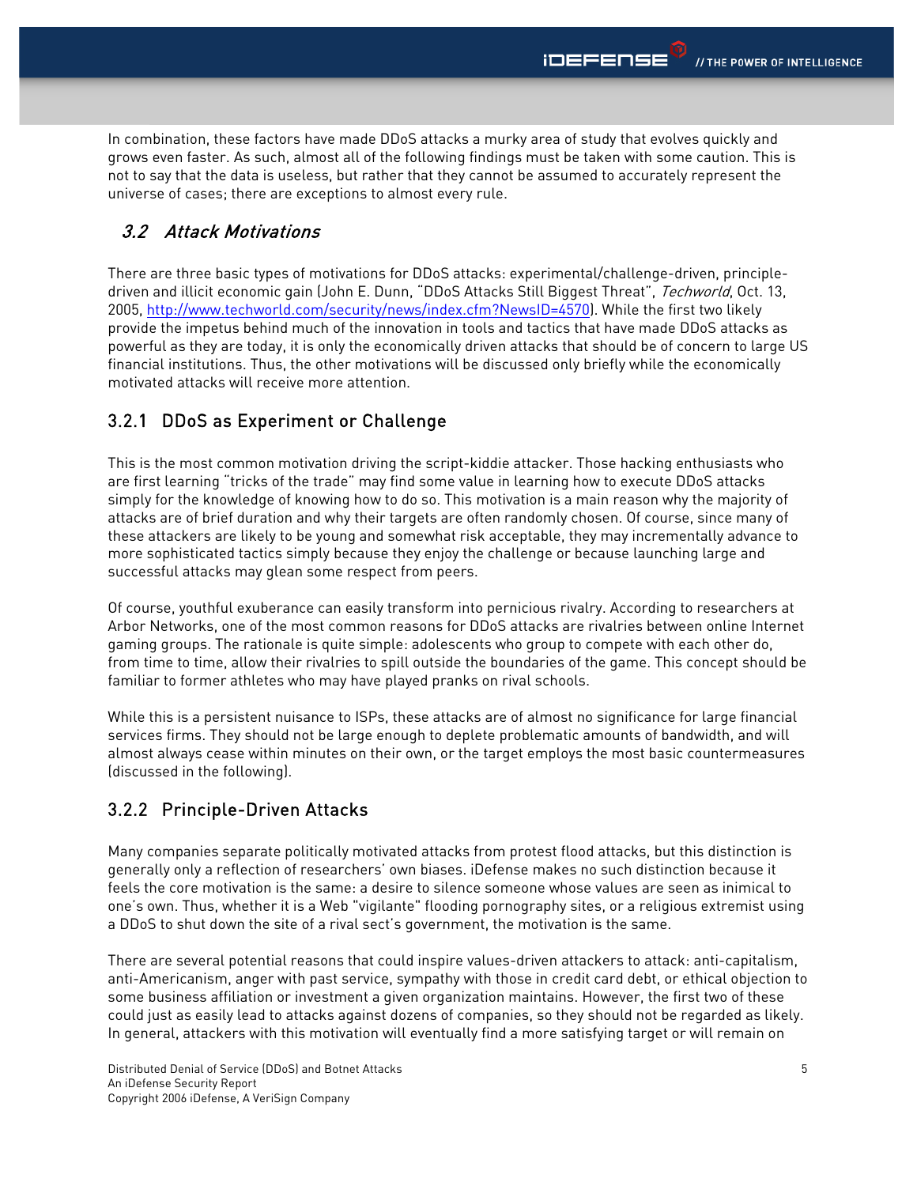In combination, these factors have made DDoS attacks a murky area of study that evolves quickly and grows even faster. As such, almost all of the following findings must be taken with some caution. This is not to say that the data is useless, but rather that they cannot be assumed to accurately represent the universe of cases; there are exceptions to almost every rule.

## 3.2 Attack Motivations

There are three basic types of motivations for DDoS attacks: experimental/challenge-driven, principle-driven and illicit economic gain (John E. Dunn, "DDoS Attacks Still Biggest Threat", *Techworld*, Oct. 13, 2005, [http://www.techworld.com/security/news/index.cfm?NewsID=4570](http://www.techworld.com/security/news/index.cfm?NewsID=4570)). While the first two likely provide the impetus behind much of the innovation in tools and tactics that have made DDoS attacks as powerful as they are today, it is only the economically driven attacks that should be of concern to large US financial institutions. Thus, the other motivations will be discussed only briefly while the economically motivated attacks will receive more attention.

### 3.2.1 DDoS as Experiment or Challenge

This is the most common motivation driving the script-kiddie attacker. Those hacking enthusiasts who are first learning "tricks of the trade" may find some value in learning how to execute DDoS attacks simply for the knowledge of knowing how to do so. This motivation is a main reason why the majority of attacks are of brief duration and why their targets are often randomly chosen. Of course, since many of these attackers are likely to be young and somewhat risk acceptable, they may incrementally advance to more sophisticated tactics simply because they enjoy the challenge or because launching large and successful attacks may glean some respect from peers.

Of course, youthful exuberance can easily transform into pernicious rivalry. According to researchers at Arbor Networks, one of the most common reasons for DDoS attacks are rivalries between online Internet gaming groups. The rationale is quite simple: adolescents who group to compete with each other do, from time to time, allow their rivalries to spill outside the boundaries of the game. This concept should be familiar to former athletes who may have played pranks on rival schools.

While this is a persistent nuisance to ISPs, these attacks are of almost no significance for large financial services firms. They should not be large enough to deplete problematic amounts of bandwidth, and will almost always cease within minutes on their own, or the target employs the most basic countermeasures (discussed in the following).

### 3.2.2 Principle-Driven Attacks

Many companies separate politically motivated attacks from protest flood attacks, but this distinction is generally only a reflection of researchers' own biases. iDefense makes no such distinction because it feels the core motivation is the same: a desire to silence someone whose values are seen as inimical to one's own. Thus, whether it is a Web "vigilante" flooding pornography sites, or a religious extremist using a DDoS to shut down the site of a rival sect's government, the motivation is the same.

There are several potential reasons that could inspire values-driven attackers to attack: anti-capitalism, anti-Americanism, anger with past service, sympathy with those in credit card debt, or ethical objection to some business affiliation or investment a given organization maintains. However, the first two of these could just as easily lead to attacks against dozens of companies, so they should not be regarded as likely. In general, attackers with this motivation will eventually find a more satisfying target or will remain on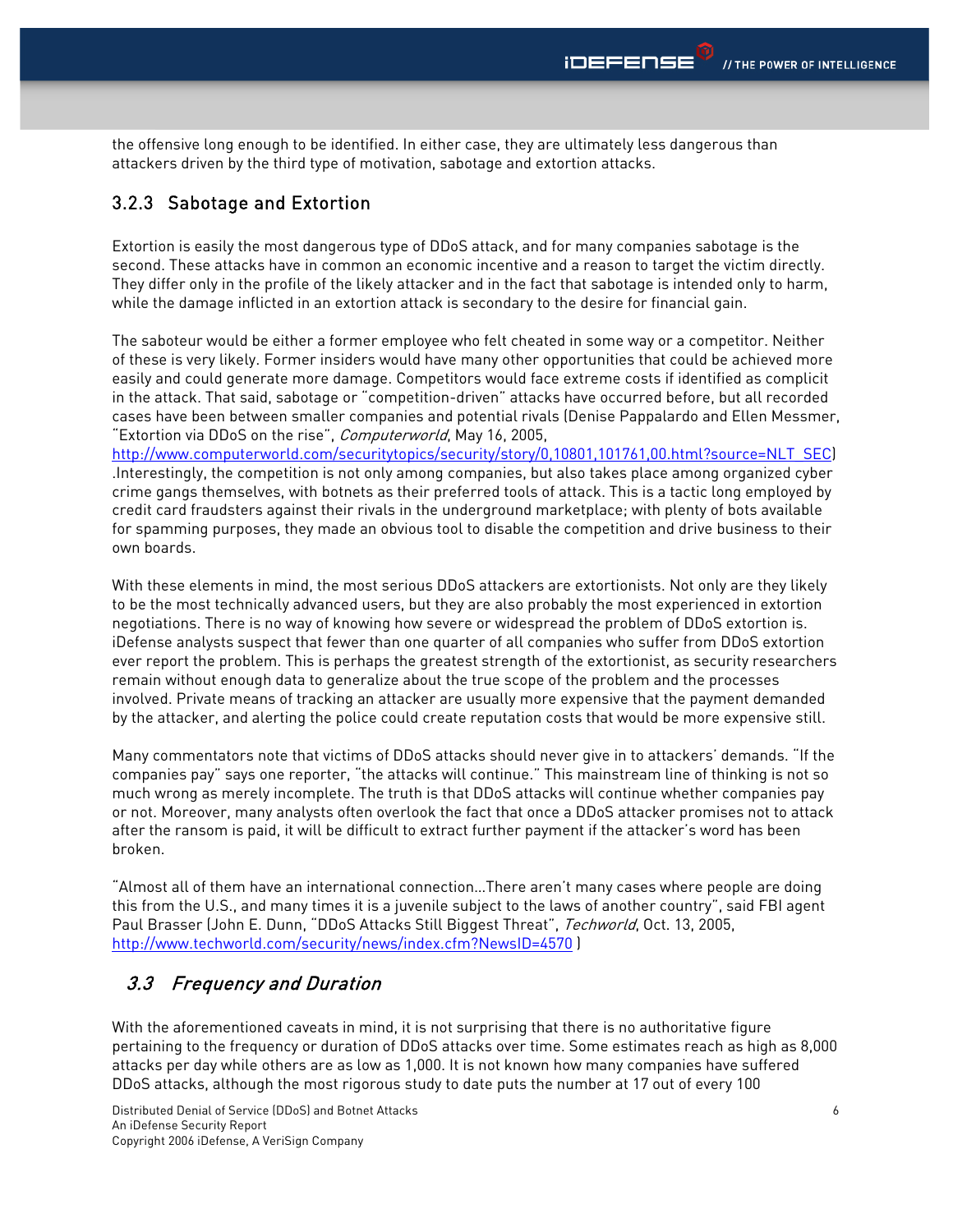the offensive long enough to be identified. In either case, they are ultimately less dangerous than attackers driven by the third type of motivation, sabotage and extortion attacks.

### 3.2.3 Sabotage and Extortion

Extortion is easily the most dangerous type of DDoS attack, and for many companies sabotage is the second. These attacks have in common an economic incentive and a reason to target the victim directly. They differ only in the profile of the likely attacker and in the fact that sabotage is intended only to harm, while the damage inflicted in an extortion attack is secondary to the desire for financial gain.

The saboteur would be either a former employee who felt cheated in some way or a competitor. Neither of these is very likely. Former insiders would have many other opportunities that could be achieved more easily and could generate more damage. Competitors would face extreme costs if identified as complicit in the attack. That said, sabotage or "competition-driven" attacks have occurred before, but all recorded cases have been between smaller companies and potential rivals (Denise Pappalardo and Ellen Messmer, "Extortion via DDoS on the rise", *Computerworld*, May 16, 2005, http://www.computerworld.com/securitytopics/security/story/0,10801,101761,00.html?source=NLT_SEC) .Interestingly, the competition is not only among companies, but also takes place among organized cyber crime gangs themselves, with botnets as their preferred tools of attack. This is a tactic long employed by credit card fraudsters against their rivals in the underground marketplace; with plenty of bots available for spamming purposes, they made an obvious tool to disable the competition and drive business to their own boards.

With these elements in mind, the most serious DDoS attackers are extortionists. Not only are they likely to be the most technically advanced users, but they are also probably the most experienced in extortion negotiations. There is no way of knowing how severe or widespread the problem of DDoS extortion is. iDefense analysts suspect that fewer than one quarter of all companies who suffer from DDoS extortion ever report the problem. This is perhaps the greatest strength of the extortionist, as security researchers remain without enough data to generalize about the true scope of the problem and the processes involved. Private means of tracking an attacker are usually more expensive that the payment demanded by the attacker, and alerting the police could create reputation costs that would be more expensive still.

Many commentators note that victims of DDoS attacks should never give in to attackers' demands. "If the companies pay" says one reporter, "the attacks will continue." This mainstream line of thinking is not so much wrong as merely incomplete. The truth is that DDoS attacks will continue whether companies pay or not. Moreover, many analysts often overlook the fact that once a DDoS attacker promises not to attack after the ransom is paid, it will be difficult to extract further payment if the attacker's word has been broken.

"Almost all of them have an international connection…There aren't many cases where people are doing this from the U.S., and many times it is a juvenile subject to the laws of another country", said FBI agent Paul Brasser (John E. Dunn, "DDoS Attacks Still Biggest Threat", *Techworld*, Oct. 13, 2005, http://www.techworld.com/security/news/index.cfm?NewsID=4570 )

## *3.3 Frequency and Duration*

With the aforementioned caveats in mind, it is not surprising that there is no authoritative figure pertaining to the frequency or duration of DDoS attacks over time. Some estimates reach as high as 8,000 attacks per day while others are as low as 1,000. It is not known how many companies have suffered DDoS attacks, although the most rigorous study to date puts the number at 17 out of every 100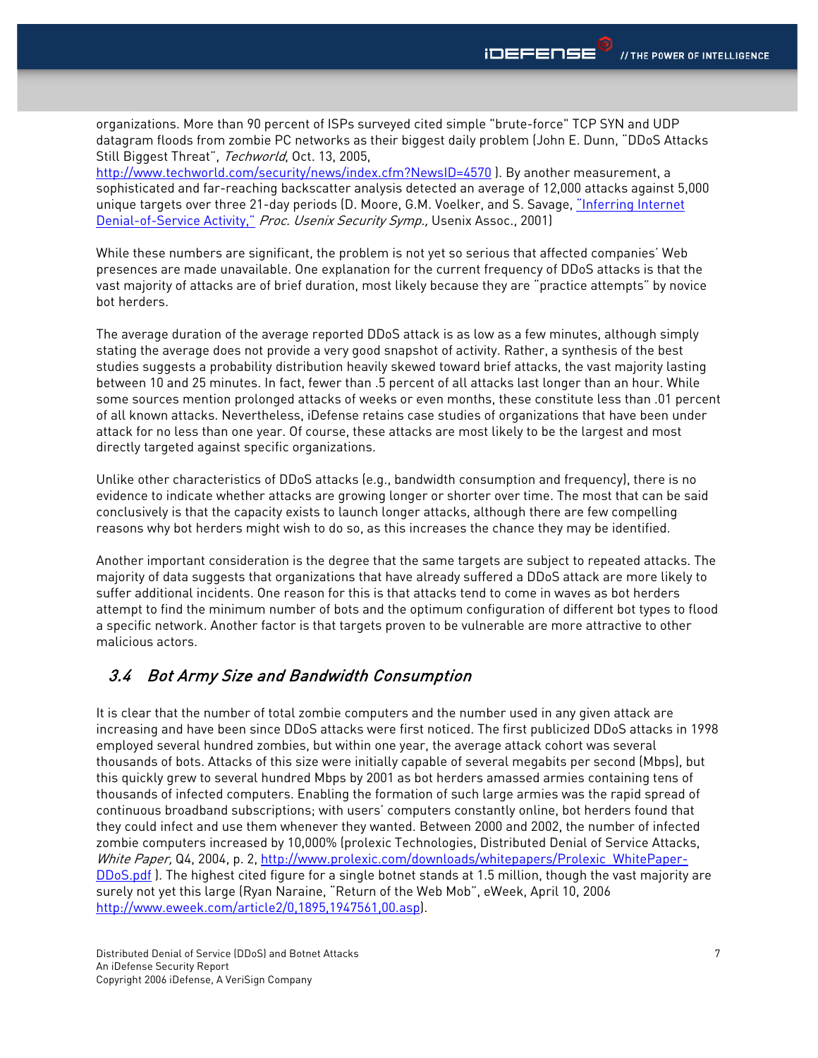organizations. More than 90 percent of ISPs surveyed cited simple "brute-force" TCP SYN and UDP datagram floods from zombie PC networks as their biggest daily problem (John E. Dunn, "DDoS Attacks Still Biggest Threat", *Techworld*, Oct. 13, 2005, http://www.techworld.com/security/news/index.cfm?NewsID=4570 ). By another measurement, a sophisticated and far-reaching backscatter analysis detected an average of 12,000 attacks against 5,000 unique targets over three 21-day periods (D. Moore, G.M. Voelker, and S. Savage, "Inferring Internet Denial-of-Service Activity," *Proc. Usenix Security Symp.,* Usenix Assoc., 2001)

While these numbers are significant, the problem is not yet so serious that affected companies' Web presences are made unavailable. One explanation for the current frequency of DDoS attacks is that the vast majority of attacks are of brief duration, most likely because they are "practice attempts" by novice bot herders.

The average duration of the average reported DDoS attack is as low as a few minutes, although simply stating the average does not provide a very good snapshot of activity. Rather, a synthesis of the best studies suggests a probability distribution heavily skewed toward brief attacks, the vast majority lasting between 10 and 25 minutes. In fact, fewer than .5 percent of all attacks last longer than an hour. While some sources mention prolonged attacks of weeks or even months, these constitute less than .01 percent of all known attacks. Nevertheless, iDefense retains case studies of organizations that have been under attack for no less than one year. Of course, these attacks are most likely to be the largest and most directly targeted against specific organizations.

Unlike other characteristics of DDoS attacks (e.g., bandwidth consumption and frequency), there is no evidence to indicate whether attacks are growing longer or shorter over time. The most that can be said conclusively is that the capacity exists to launch longer attacks, although there are few compelling reasons why bot herders might wish to do so, as this increases the chance they may be identified.

Another important consideration is the degree that the same targets are subject to repeated attacks. The majority of data suggests that organizations that have already suffered a DDoS attack are more likely to suffer additional incidents. One reason for this is that attacks tend to come in waves as bot herders attempt to find the minimum number of bots and the optimum configuration of different bot types to flood a specific network. Another factor is that targets proven to be vulnerable are more attractive to other malicious actors.

## *3.4 Bot Army Size and Bandwidth Consumption*

It is clear that the number of total zombie computers and the number used in any given attack are increasing and have been since DDoS attacks were first noticed. The first publicized DDoS attacks in 1998 employed several hundred zombies, but within one year, the average attack cohort was several thousands of bots. Attacks of this size were initially capable of several megabits per second (Mbps), but this quickly grew to several hundred Mbps by 2001 as bot herders amassed armies containing tens of thousands of infected computers. Enabling the formation of such large armies was the rapid spread of continuous broadband subscriptions; with users' computers constantly online, bot herders found that they could infect and use them whenever they wanted. Between 2000 and 2002, the number of infected zombie computers increased by 10,000% (prolexic Technologies, Distributed Denial of Service Attacks, *White Paper,* Q4, 2004, p. 2, http://www.prolexic.com/downloads/whitepapers/Prolexic_WhitePaper-DDoS.pdf ). The highest cited figure for a single botnet stands at 1.5 million, though the vast majority are surely not yet this large (Ryan Naraine, "Return of the Web Mob", eWeek, April 10, 2006 http://www.eweek.com/article2/0,1895,1947561,00.asp).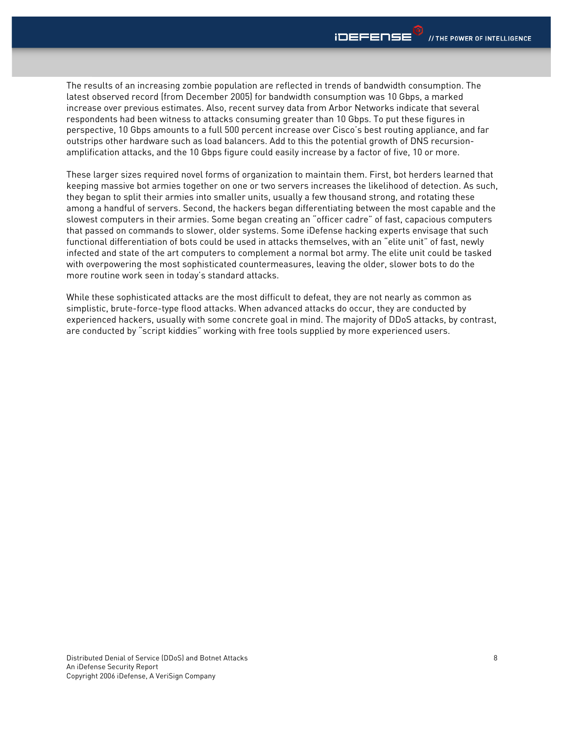The results of an increasing zombie population are reflected in trends of bandwidth consumption. The latest observed record (from December 2005) for bandwidth consumption was 10 Gbps, a marked increase over previous estimates. Also, recent survey data from Arbor Networks indicate that several respondents had been witness to attacks consuming greater than 10 Gbps. To put these figures in perspective, 10 Gbps amounts to a full 500 percent increase over Cisco's best routing appliance, and far outstrips other hardware such as load balancers. Add to this the potential growth of DNS recursion-amplification attacks, and the 10 Gbps figure could easily increase by a factor of five, 10 or more.

These larger sizes required novel forms of organization to maintain them. First, bot herders learned that keeping massive bot armies together on one or two servers increases the likelihood of detection. As such, they began to split their armies into smaller units, usually a few thousand strong, and rotating these among a handful of servers. Second, the hackers began differentiating between the most capable and the slowest computers in their armies. Some began creating an "officer cadre" of fast, capacious computers that passed on commands to slower, older systems. Some iDefense hacking experts envisage that such functional differentiation of bots could be used in attacks themselves, with an "elite unit" of fast, newly infected and state of the art computers to complement a normal bot army. The elite unit could be tasked with overpowering the most sophisticated countermeasures, leaving the older, slower bots to do the more routine work seen in today's standard attacks.

While these sophisticated attacks are the most difficult to defeat, they are not nearly as common as simplistic, brute-force-type flood attacks. When advanced attacks do occur, they are conducted by experienced hackers, usually with some concrete goal in mind. The majority of DDoS attacks, by contrast, are conducted by "script kiddies" working with free tools supplied by more experienced users.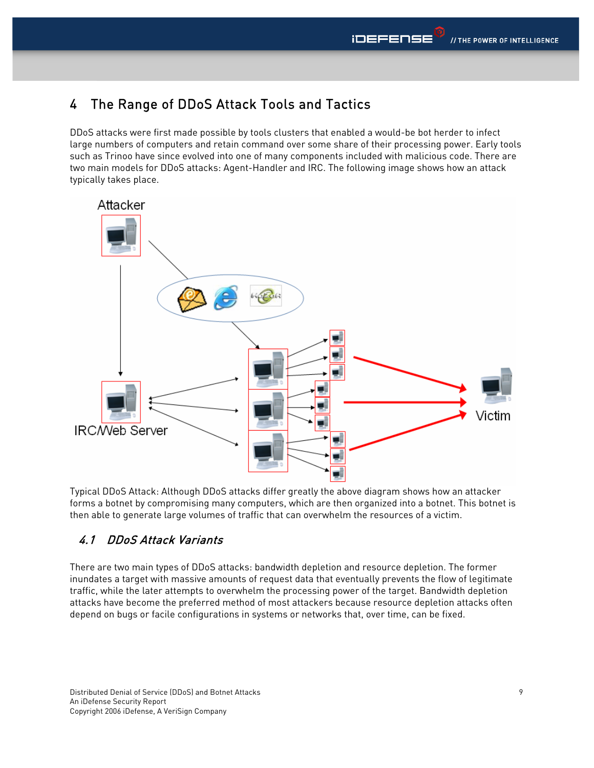# 4 The Range of DDoS Attack Tools and Tactics

DDoS attacks were first made possible by tools clusters that enabled a would-be bot herder to infect large numbers of computers and retain command over some share of their processing power. Early tools such as Trinoo have since evolved into one of many components included with malicious code. There are two main models for DDoS attacks: Agent-Handler and IRC. The following image shows how an attack typically takes place.

Attacker

IRC/Web Server

Victim

Typical DDoS Attack: Although DDoS attacks differ greatly the above diagram shows how an attacker forms a botnet by compromising many computers, which are then organized into a botnet. This botnet is then able to generate large volumes of traffic that can overwhelm the resources of a victim.

## *4.1 DDoS Attack Variants*

There are two main types of DDoS attacks: bandwidth depletion and resource depletion. The former inundates a target with massive amounts of request data that eventually prevents the flow of legitimate traffic, while the later attempts to overwhelm the processing power of the target. Bandwidth depletion attacks have become the preferred method of most attackers because resource depletion attacks often depend on bugs or facile configurations in systems or networks that, over time, can be fixed.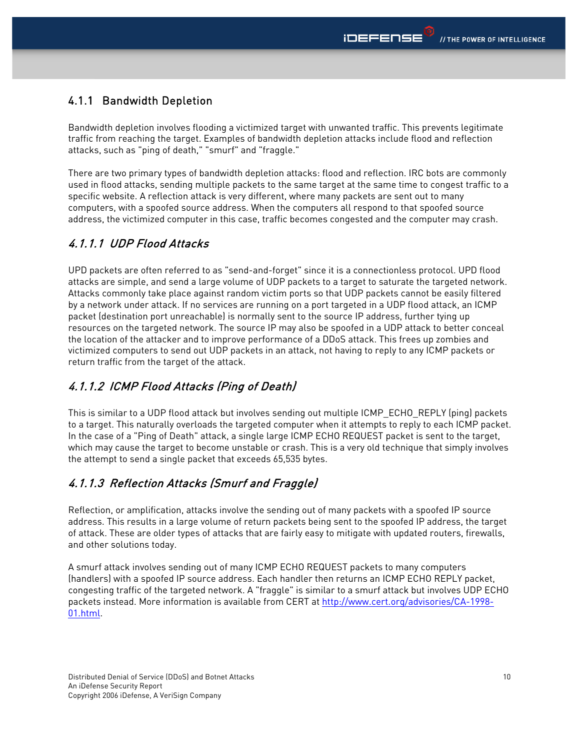### 4.1.1 Bandwidth Depletion

Bandwidth depletion involves flooding a victimized target with unwanted traffic. This prevents legitimate traffic from reaching the target. Examples of bandwidth depletion attacks include flood and reflection attacks, such as "ping of death," "smurf" and "fraggle."

There are two primary types of bandwidth depletion attacks: flood and reflection. IRC bots are commonly used in flood attacks, sending multiple packets to the same target at the same time to congest traffic to a specific website. A reflection attack is very different, where many packets are sent out to many computers, with a spoofed source address. When the computers all respond to that spoofed source address, the victimized computer in this case, traffic becomes congested and the computer may crash.

#### *4.1.1.1 UDP Flood Attacks*

UPD packets are often referred to as "send-and-forget" since it is a connectionless protocol. UPD flood attacks are simple, and send a large volume of UDP packets to a target to saturate the targeted network. Attacks commonly take place against random victim ports so that UDP packets cannot be easily filtered by a network under attack. If no services are running on a port targeted in a UDP flood attack, an ICMP packet (destination port unreachable) is normally sent to the source IP address, further tying up resources on the targeted network. The source IP may also be spoofed in a UDP attack to better conceal the location of the attacker and to improve performance of a DDoS attack. This frees up zombies and victimized computers to send out UDP packets in an attack, not having to reply to any ICMP packets or return traffic from the target of the attack.

#### *4.1.1.2 ICMP Flood Attacks (Ping of Death)*

This is similar to a UDP flood attack but involves sending out multiple ICMP_ECHO_REPLY (ping) packets to a target. This naturally overloads the targeted computer when it attempts to reply to each ICMP packet. In the case of a "Ping of Death" attack, a single large ICMP ECHO REQUEST packet is sent to the target, which may cause the target to become unstable or crash. This is a very old technique that simply involves the attempt to send a single packet that exceeds 65,535 bytes.

#### *4.1.1.3 Reflection Attacks (Smurf and Fraggle)*

Reflection, or amplification, attacks involve the sending out of many packets with a spoofed IP source address. This results in a large volume of return packets being sent to the spoofed IP address, the target of attack. These are older types of attacks that are fairly easy to mitigate with updated routers, firewalls, and other solutions today.

A smurf attack involves sending out of many ICMP ECHO REQUEST packets to many computers (handlers) with a spoofed IP source address. Each handler then returns an ICMP ECHO REPLY packet, congesting traffic of the targeted network. A "fraggle" is similar to a smurf attack but involves UDP ECHO packets instead. More information is available from CERT at [http://www.cert.org/advisories/CA-1998-01.html](http://www.cert.org/advisories/CA-1998-01.html).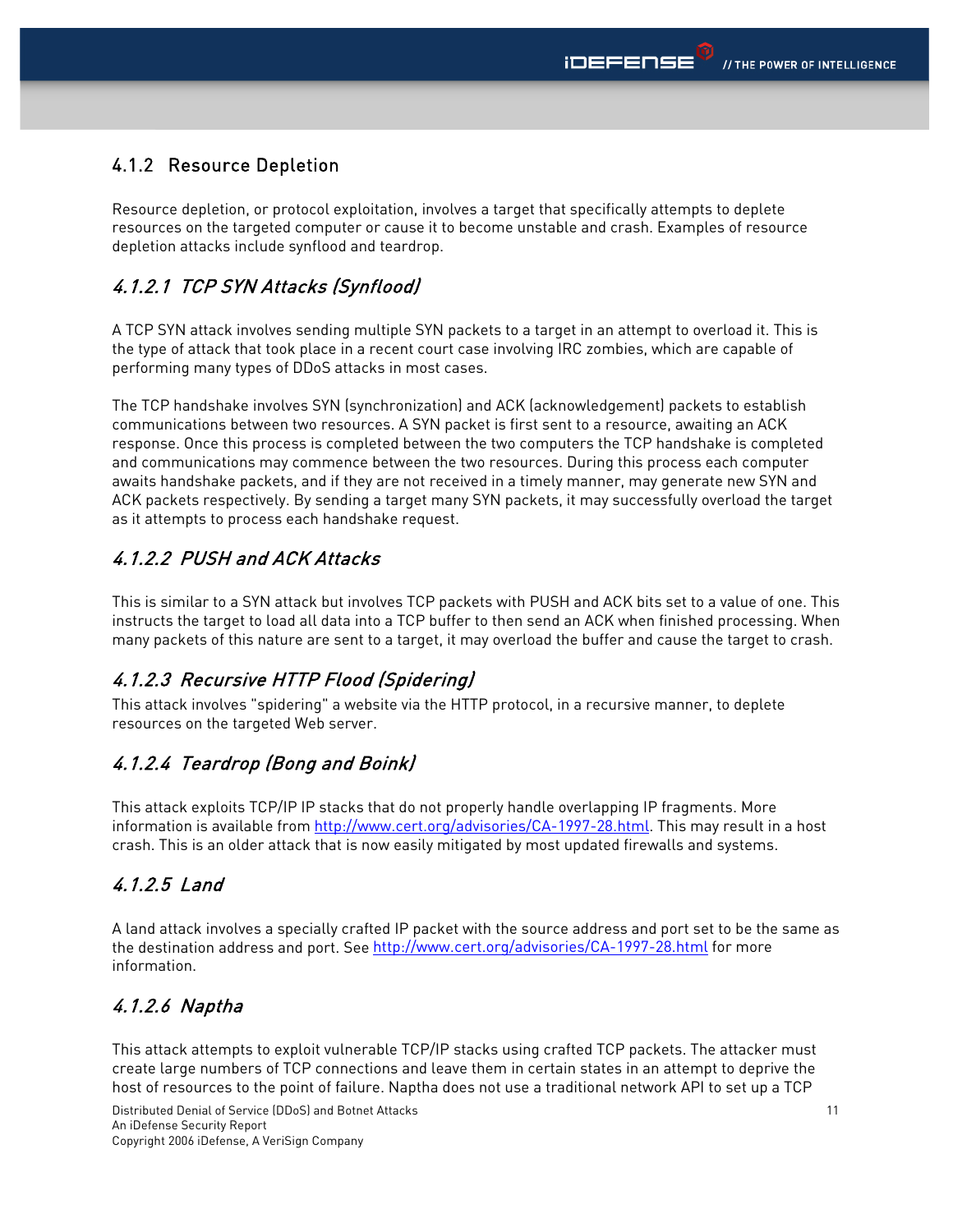### 4.1.2 Resource Depletion

Resource depletion, or protocol exploitation, involves a target that specifically attempts to deplete resources on the targeted computer or cause it to become unstable and crash. Examples of resource depletion attacks include synflood and teardrop.

#### *4.1.2.1 TCP SYN Attacks (Synflood)*

A TCP SYN attack involves sending multiple SYN packets to a target in an attempt to overload it. This is the type of attack that took place in a recent court case involving IRC zombies, which are capable of performing many types of DDoS attacks in most cases.

The TCP handshake involves SYN (synchronization) and ACK (acknowledgement) packets to establish communications between two resources. A SYN packet is first sent to a resource, awaiting an ACK response. Once this process is completed between the two computers the TCP handshake is completed and communications may commence between the two resources. During this process each computer awaits handshake packets, and if they are not received in a timely manner, may generate new SYN and ACK packets respectively. By sending a target many SYN packets, it may successfully overload the target as it attempts to process each handshake request.

#### *4.1.2.2 PUSH and ACK Attacks*

This is similar to a SYN attack but involves TCP packets with PUSH and ACK bits set to a value of one. This instructs the target to load all data into a TCP buffer to then send an ACK when finished processing. When many packets of this nature are sent to a target, it may overload the buffer and cause the target to crash.

#### *4.1.2.3 Recursive HTTP Flood (Spidering)*

This attack involves "spidering" a website via the HTTP protocol, in a recursive manner, to deplete resources on the targeted Web server.

#### *4.1.2.4 Teardrop (Bong and Boink)*

This attack exploits TCP/IP IP stacks that do not properly handle overlapping IP fragments. More information is available from http://www.cert.org/advisories/CA-1997-28.html. This may result in a host crash. This is an older attack that is now easily mitigated by most updated firewalls and systems.

#### *4.1.2.5 Land*

A land attack involves a specially crafted IP packet with the source address and port set to be the same as the destination address and port. See http://www.cert.org/advisories/CA-1997-28.html for more information.

#### *4.1.2.6 Naptha*

This attack attempts to exploit vulnerable TCP/IP stacks using crafted TCP packets. The attacker must create large numbers of TCP connections and leave them in certain states in an attempt to deprive the host of resources to the point of failure. Naptha does not use a traditional network API to set up a TCP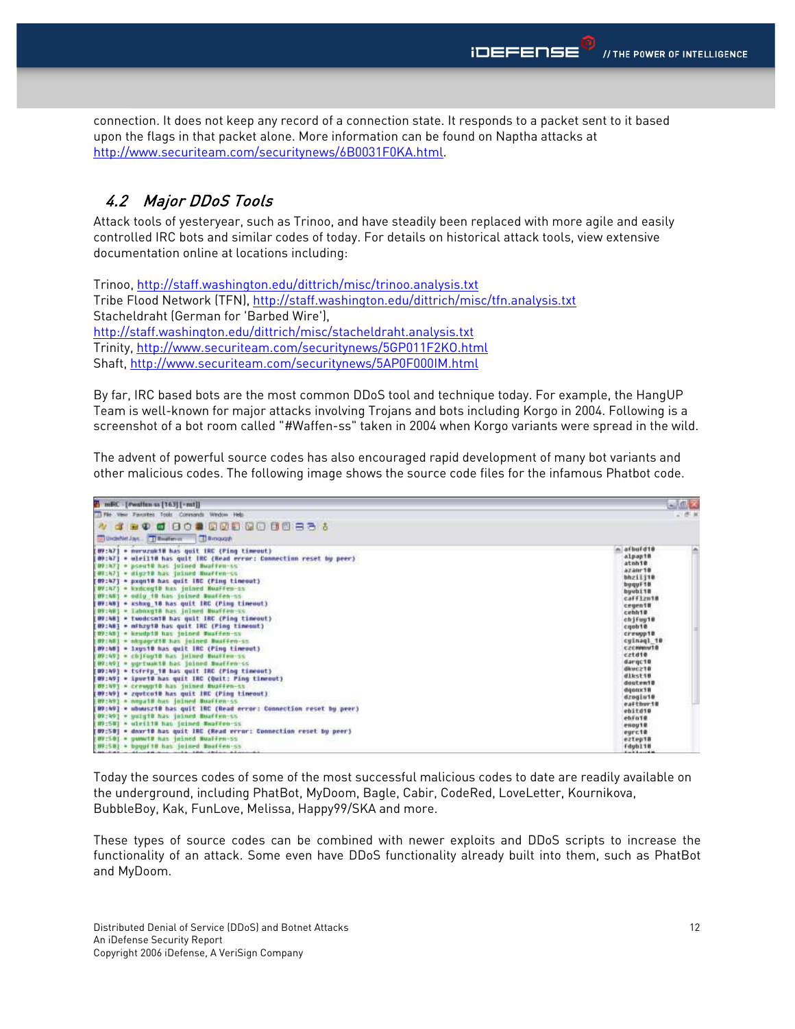connection. It does not keep any record of a connection state. It responds to a packet sent to it based upon the flags in that packet alone. More information can be found on Naptha attacks at http://www.securiteam.com/securitynews/6B0031F0KA.html.

## 4.2 Major DDoS Tools

Attack tools of yesteryear, such as Trinoo, and have steadily been replaced with more agile and easily controlled IRC bots and similar codes of today. For details on historical attack tools, view extensive documentation online at locations including:

Trinoo, http://staff.washington.edu/dittrich/misc/trinoo.analysis.txt
Tribe Flood Network (TFN), http://staff.washington.edu/dittrich/misc/tfn.analysis.txt
Stacheldraht (German for 'Barbed Wire'),
http://staff.washington.edu/dittrich/misc/stacheldraht.analysis.txt
Trinity, http://www.securiteam.com/securitynews/5GP011F2KO.html
Shaft, http://www.securiteam.com/securitynews/5AP0F000IM.html

By far, IRC based bots are the most common DDoS tool and technique today. For example, the HangUP Team is well-known for major attacks involving Trojans and bots including Korgo in 2004. Following is a screenshot of a bot room called "#Waffen-ss" taken in 2004 when Korgo variants were spread in the wild.

The advent of powerful source codes has also encouraged rapid development of many bot variants and other malicious codes. The following image shows the source code files for the infamous Phatbot code.

Today the sources codes of some of the most successful malicious codes to date are readily available on the underground, including PhatBot, MyDoom, Bagle, Cabir, CodeRed, LoveLetter, Kournikova, BubbleBoy, Kak, FunLove, Melissa, Happy99/SKA and more.

These types of source codes can be combined with newer exploits and DDoS scripts to increase the functionality of an attack. Some even have DDoS functionality already built into them, such as PhatBot and MyDoom.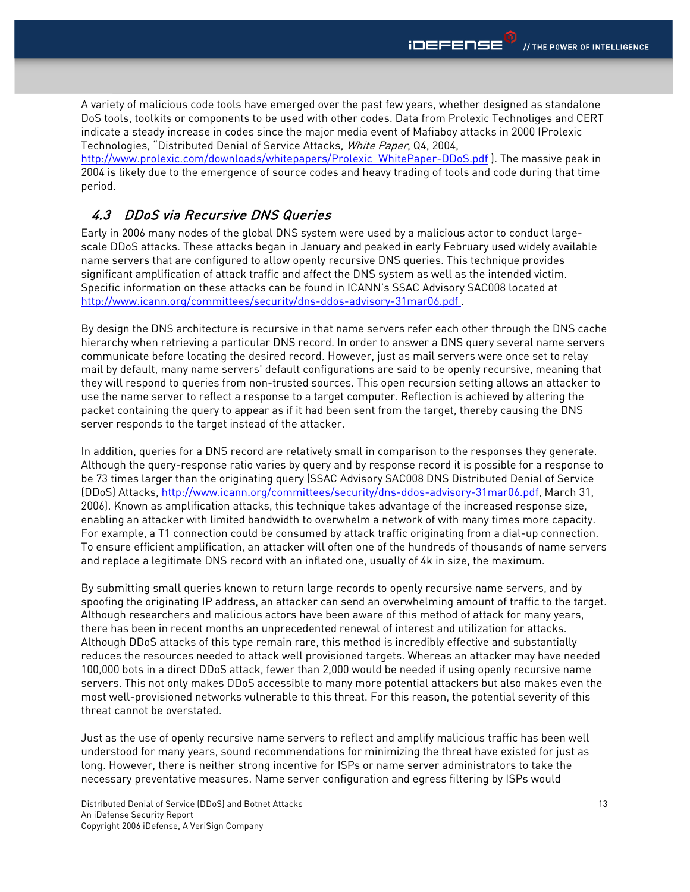A variety of malicious code tools have emerged over the past few years, whether designed as standalone DoS tools, toolkits or components to be used with other codes. Data from Prolexic Technologies and CERT indicate a steady increase in codes since the major media event of Mafiaboy attacks in 2000 (Prolexic Technologies, "Distributed Denial of Service Attacks, *White Paper*, Q4, 2004, http://www.prolexic.com/downloads/whitepapers/Prolexic_WhitePaper-DDoS.pdf ). The massive peak in 2004 is likely due to the emergence of source codes and heavy trading of tools and code during that time period.

## 4.3 DDoS via Recursive DNS Queries

Early in 2006 many nodes of the global DNS system were used by a malicious actor to conduct large-scale DDoS attacks. These attacks began in January and peaked in early February used widely available name servers that are configured to allow openly recursive DNS queries. This technique provides significant amplification of attack traffic and affect the DNS system as well as the intended victim. Specific information on these attacks can be found in ICANN's SSAC Advisory SAC008 located at http://www.icann.org/committees/security/dns-ddos-advisory-31mar06.pdf .

By design the DNS architecture is recursive in that name servers refer each other through the DNS cache hierarchy when retrieving a particular DNS record. In order to answer a DNS query several name servers communicate before locating the desired record. However, just as mail servers were once set to relay mail by default, many name servers' default configurations are said to be openly recursive, meaning that they will respond to queries from non-trusted sources. This open recursion setting allows an attacker to use the name server to reflect a response to a target computer. Reflection is achieved by altering the packet containing the query to appear as if it had been sent from the target, thereby causing the DNS server responds to the target instead of the attacker.

In addition, queries for a DNS record are relatively small in comparison to the responses they generate. Although the query-response ratio varies by query and by response record it is possible for a response to be 73 times larger than the originating query (SSAC Advisory SAC008 DNS Distributed Denial of Service (DDoS) Attacks, http://www.icann.org/committees/security/dns-ddos-advisory-31mar06.pdf, March 31, 2006). Known as amplification attacks, this technique takes advantage of the increased response size, enabling an attacker with limited bandwidth to overwhelm a network of with many times more capacity. For example, a T1 connection could be consumed by attack traffic originating from a dial-up connection. To ensure efficient amplification, an attacker will often one of the hundreds of thousands of name servers and replace a legitimate DNS record with an inflated one, usually of 4k in size, the maximum.

By submitting small queries known to return large records to openly recursive name servers, and by spoofing the originating IP address, an attacker can send an overwhelming amount of traffic to the target. Although researchers and malicious actors have been aware of this method of attack for many years, there has been in recent months an unprecedented renewal of interest and utilization for attacks. Although DDoS attacks of this type remain rare, this method is incredibly effective and substantially reduces the resources needed to attack well provisioned targets. Whereas an attacker may have needed 100,000 bots in a direct DDoS attack, fewer than 2,000 would be needed if using openly recursive name servers. This not only makes DDoS accessible to many more potential attackers but also makes even the most well-provisioned networks vulnerable to this threat. For this reason, the potential severity of this threat cannot be overstated.

Just as the use of openly recursive name servers to reflect and amplify malicious traffic has been well understood for many years, sound recommendations for minimizing the threat have existed for just as long. However, there is neither strong incentive for ISPs or name server administrators to take the necessary preventative measures. Name server configuration and egress filtering by ISPs would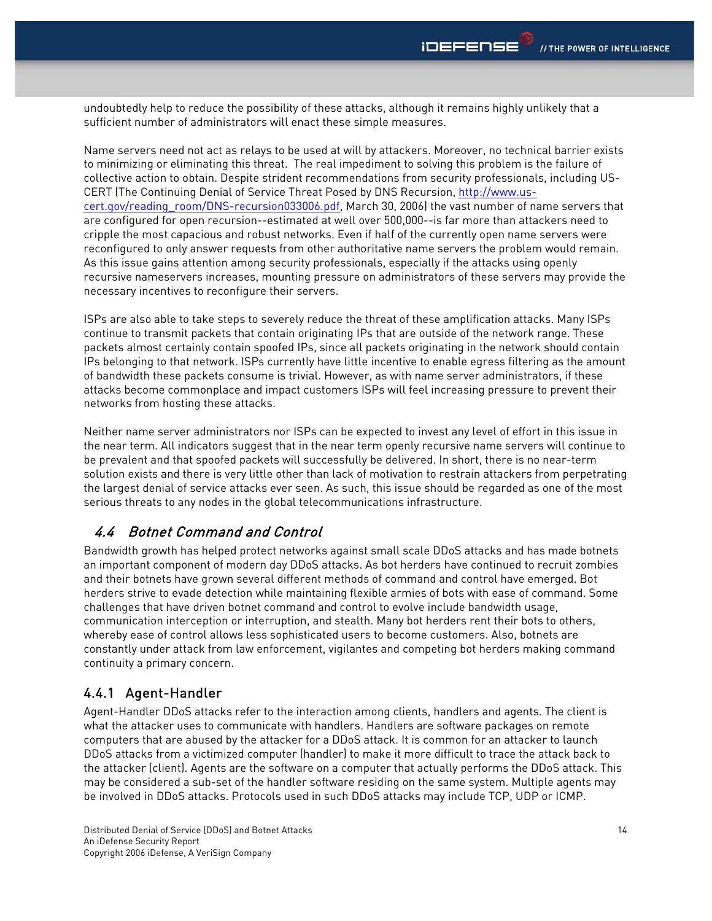undoubtedly help to reduce the possibility of these attacks, although it remains highly unlikely that a sufficient number of administrators will enact these simple measures.

Name servers need not act as relays to be used at will by attackers. Moreover, no technical barrier exists to minimizing or eliminating this threat. The real impediment to solving this problem is the failure of collective action to obtain. Despite strident recommendations from security professionals, including US-CERT (The Continuing Denial of Service Threat Posed by DNS Recursion, [http://www.us-cert.gov/reading_room/DNS-recursion033006.pdf](http://www.us-cert.gov/reading_room/DNS-recursion033006.pdf), March 30, 2006) the vast number of name servers that are configured for open recursion--estimated at well over 500,000--is far more than attackers need to cripple the most capacious and robust networks. Even if half of the currently open name servers were reconfigured to only answer requests from other authoritative name servers the problem would remain. As this issue gains attention among security professionals, especially if the attacks using openly recursive nameservers increases, mounting pressure on administrators of these servers may provide the necessary incentives to reconfigure their servers.

ISPs are also able to take steps to severely reduce the threat of these amplification attacks. Many ISPs continue to transmit packets that contain originating IPs that are outside of the network range. These packets almost certainly contain spoofed IPs, since all packets originating in the network should contain IPs belonging to that network. ISPs currently have little incentive to enable egress filtering as the amount of bandwidth these packets consume is trivial. However, as with name server administrators, if these attacks become commonplace and impact customers ISPs will feel increasing pressure to prevent their networks from hosting these attacks.

Neither name server administrators nor ISPs can be expected to invest any level of effort in this issue in the near term. All indicators suggest that in the near term openly recursive name servers will continue to be prevalent and that spoofed packets will successfully be delivered. In short, there is no near-term solution exists and there is very little other than lack of motivation to restrain attackers from perpetrating the largest denial of service attacks ever seen. As such, this issue should be regarded as one of the most serious threats to any nodes in the global telecommunications infrastructure.

## *4.4 Botnet Command and Control*

Bandwidth growth has helped protect networks against small scale DDoS attacks and has made botnets an important component of modern day DDoS attacks. As bot herders have continued to recruit zombies and their botnets have grown several different methods of command and control have emerged. Bot herders strive to evade detection while maintaining flexible armies of bots with ease of command. Some challenges that have driven botnet command and control to evolve include bandwidth usage, communication interception or interruption, and stealth. Many bot herders rent their bots to others, whereby ease of control allows less sophisticated users to become customers. Also, botnets are constantly under attack from law enforcement, vigilantes and competing bot herders making command continuity a primary concern.

### 4.4.1 Agent-Handler

Agent-Handler DDoS attacks refer to the interaction among clients, handlers and agents. The client is what the attacker uses to communicate with handlers. Handlers are software packages on remote computers that are abused by the attacker for a DDoS attack. It is common for an attacker to launch DDoS attacks from a victimized computer (handler) to make it more difficult to trace the attack back to the attacker (client). Agents are the software on a computer that actually performs the DDoS attack. This may be considered a sub-set of the handler software residing on the same system. Multiple agents may be involved in DDoS attacks. Protocols used in such DDoS attacks may include TCP, UDP or ICMP.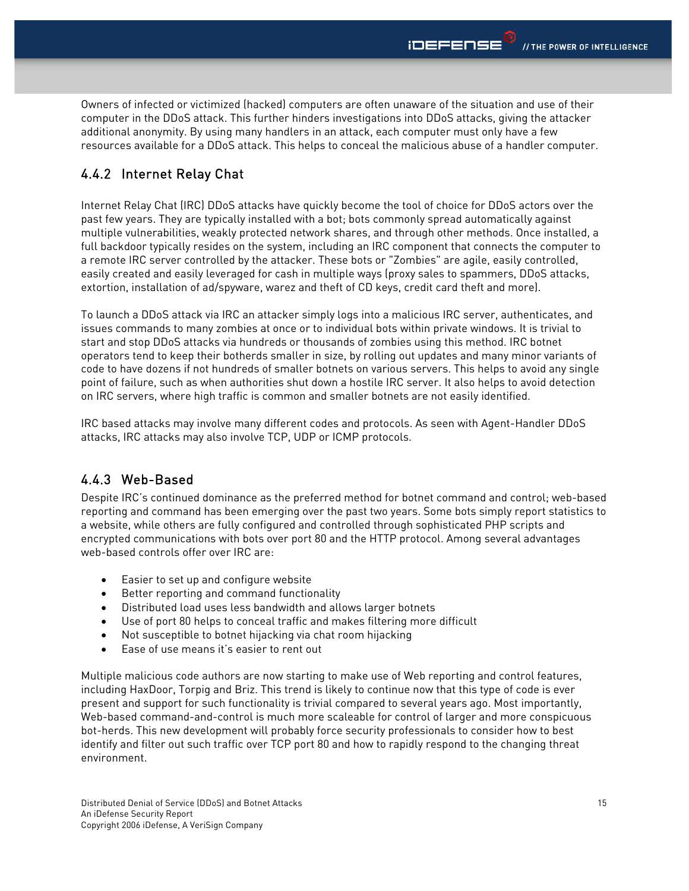Owners of infected or victimized (hacked) computers are often unaware of the situation and use of their computer in the DDoS attack. This further hinders investigations into DDoS attacks, giving the attacker additional anonymity. By using many handlers in an attack, each computer must only have a few resources available for a DDoS attack. This helps to conceal the malicious abuse of a handler computer.

### 4.4.2 Internet Relay Chat

Internet Relay Chat (IRC) DDoS attacks have quickly become the tool of choice for DDoS actors over the past few years. They are typically installed with a bot; bots commonly spread automatically against multiple vulnerabilities, weakly protected network shares, and through other methods. Once installed, a full backdoor typically resides on the system, including an IRC component that connects the computer to a remote IRC server controlled by the attacker. These bots or "Zombies" are agile, easily controlled, easily created and easily leveraged for cash in multiple ways (proxy sales to spammers, DDoS attacks, extortion, installation of ad/spyware, warez and theft of CD keys, credit card theft and more).

To launch a DDoS attack via IRC an attacker simply logs into a malicious IRC server, authenticates, and issues commands to many zombies at once or to individual bots within private windows. It is trivial to start and stop DDoS attacks via hundreds or thousands of zombies using this method. IRC botnet operators tend to keep their botherds smaller in size, by rolling out updates and many minor variants of code to have dozens if not hundreds of smaller botnets on various servers. This helps to avoid any single point of failure, such as when authorities shut down a hostile IRC server. It also helps to avoid detection on IRC servers, where high traffic is common and smaller botnets are not easily identified.

IRC based attacks may involve many different codes and protocols. As seen with Agent-Handler DDoS attacks, IRC attacks may also involve TCP, UDP or ICMP protocols.

### 4.4.3 Web-Based

Despite IRC's continued dominance as the preferred method for botnet command and control; web-based reporting and command has been emerging over the past two years. Some bots simply report statistics to a website, while others are fully configured and controlled through sophisticated PHP scripts and encrypted communications with bots over port 80 and the HTTP protocol. Among several advantages web-based controls offer over IRC are:

- Easier to set up and configure website
- Better reporting and command functionality
- Distributed load uses less bandwidth and allows larger botnets
- Use of port 80 helps to conceal traffic and makes filtering more difficult
- Not susceptible to botnet hijacking via chat room hijacking
- Ease of use means it's easier to rent out

Multiple malicious code authors are now starting to make use of Web reporting and control features, including HaxDoor, Torpig and Briz. This trend is likely to continue now that this type of code is ever present and support for such functionality is trivial compared to several years ago. Most importantly, Web-based command-and-control is much more scaleable for control of larger and more conspicuous bot-herds. This new development will probably force security professionals to consider how to best identify and filter out such traffic over TCP port 80 and how to rapidly respond to the changing threat environment.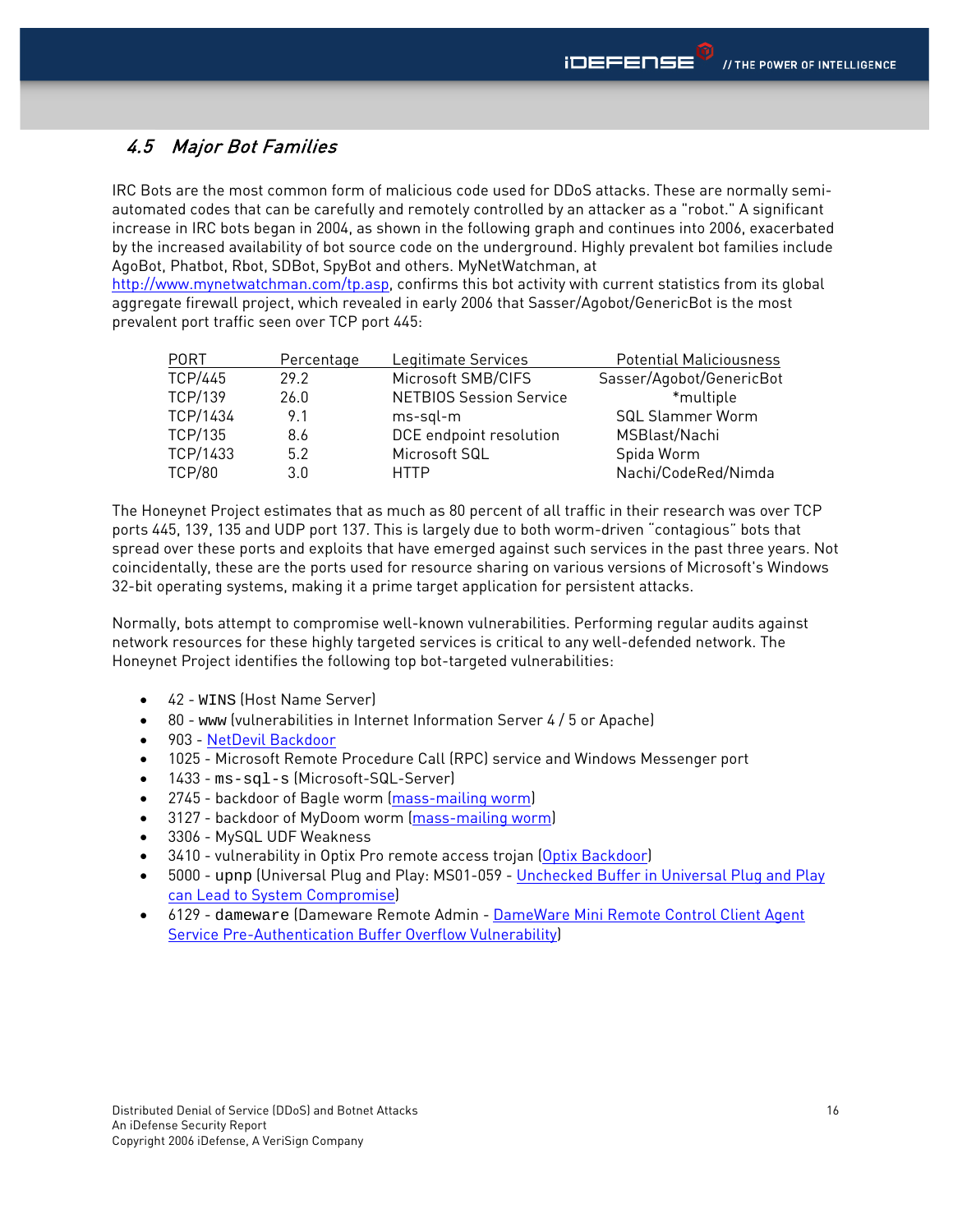### 4.5 Major Bot Families

IRC Bots are the most common form of malicious code used for DDoS attacks. These are normally semi-automated codes that can be carefully and remotely controlled by an attacker as a "robot." A significant increase in IRC bots began in 2004, as shown in the following graph and continues into 2006, exacerbated by the increased availability of bot source code on the underground. Highly prevalent bot families include AgoBot, Phatbot, Rbot, SDBot, SpyBot and others. MyNetWatchman, at http://www.mynetwatchman.com/tp.asp, confirms this bot activity with current statistics from its global aggregate firewall project, which revealed in early 2006 that Sasser/Agobot/GenericBot is the most prevalent port traffic seen over TCP port 445:

| PORT | Percentage | Legitimate Services | Potential Maliciousness |
|---|---|---|---|
| TCP/445 | 29.2 | Microsoft SMB/CIFS | Sasser/Agobot/GenericBot |
| TCP/139 | 26.0 | NETBIOS Session Service | *multiple |
| TCP/1434 | 9.1 | ms-sql-m | SQL Slammer Worm |
| TCP/135 | 8.6 | DCE endpoint resolution | MSBlast/Nachi |
| TCP/1433 | 5.2 | Microsoft SQL | Spida Worm |
| TCP/80 | 3.0 | HTTP | Nachi/CodeRed/Nimda |

The Honeynet Project estimates that as much as 80 percent of all traffic in their research was over TCP ports 445, 139, 135 and UDP port 137. This is largely due to both worm-driven "contagious" bots that spread over these ports and exploits that have emerged against such services in the past three years. Not coincidentally, these are the ports used for resource sharing on various versions of Microsoft's Windows 32-bit operating systems, making it a prime target application for persistent attacks.

Normally, bots attempt to compromise well-known vulnerabilities. Performing regular audits against network resources for these highly targeted services is critical to any well-defended network. The Honeynet Project identifies the following top bot-targeted vulnerabilities:

- 42 - WINS (Host Name Server)
- 80 - www (vulnerabilities in Internet Information Server 4 / 5 or Apache)
- 903 - NetDevil Backdoor
- 1025 - Microsoft Remote Procedure Call (RPC) service and Windows Messenger port
- 1433 - ms-sql-s (Microsoft-SQL-Server)
- 2745 - backdoor of Bagle worm (mass-mailing worm)
- 3127 - backdoor of MyDoom worm (mass-mailing worm)
- 3306 - MySQL UDF Weakness
- 3410 - vulnerability in Optix Pro remote access trojan (Optix Backdoor)
- 5000 - upnp (Universal Plug and Play: MS01-059 - Unchecked Buffer in Universal Plug and Play can Lead to System Compromise)
- 6129 - dameware (Dameware Remote Admin - DameWare Mini Remote Control Client Agent Service Pre-Authentication Buffer Overflow Vulnerability)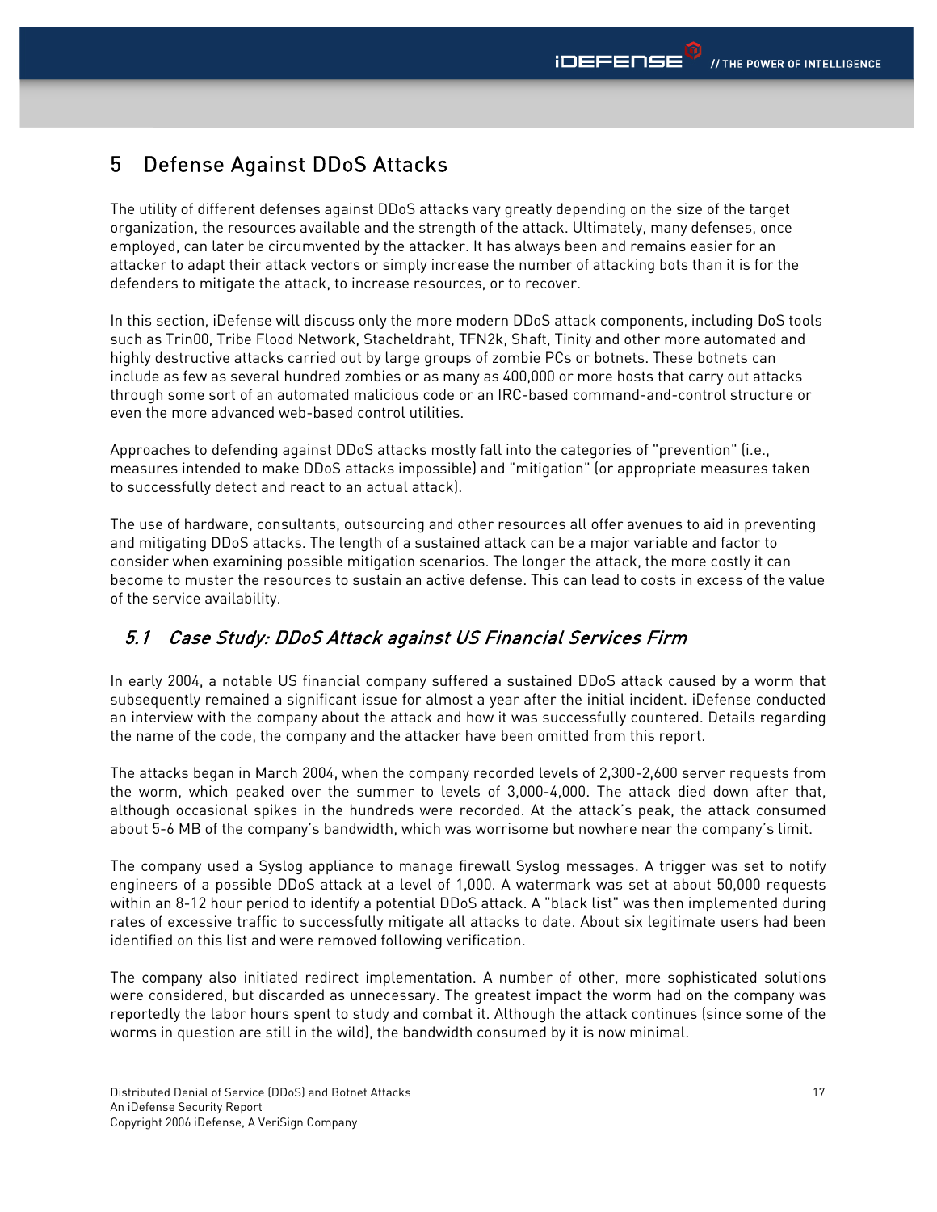# 5 Defense Against DDoS Attacks

The utility of different defenses against DDoS attacks vary greatly depending on the size of the target organization, the resources available and the strength of the attack. Ultimately, many defenses, once employed, can later be circumvented by the attacker. It has always been and remains easier for an attacker to adapt their attack vectors or simply increase the number of attacking bots than it is for the defenders to mitigate the attack, to increase resources, or to recover.

In this section, iDefense will discuss only the more modern DDoS attack components, including DoS tools such as Trin00, Tribe Flood Network, Stacheldraht, TFN2k, Shaft, Tinity and other more automated and highly destructive attacks carried out by large groups of zombie PCs or botnets. These botnets can include as few as several hundred zombies or as many as 400,000 or more hosts that carry out attacks through some sort of an automated malicious code or an IRC-based command-and-control structure or even the more advanced web-based control utilities.

Approaches to defending against DDoS attacks mostly fall into the categories of "prevention" (i.e., measures intended to make DDoS attacks impossible) and "mitigation" (or appropriate measures taken to successfully detect and react to an actual attack).

The use of hardware, consultants, outsourcing and other resources all offer avenues to aid in preventing and mitigating DDoS attacks. The length of a sustained attack can be a major variable and factor to consider when examining possible mitigation scenarios. The longer the attack, the more costly it can become to muster the resources to sustain an active defense. This can lead to costs in excess of the value of the service availability.

## *5.1 Case Study: DDoS Attack against US Financial Services Firm*

In early 2004, a notable US financial company suffered a sustained DDoS attack caused by a worm that subsequently remained a significant issue for almost a year after the initial incident. iDefense conducted an interview with the company about the attack and how it was successfully countered. Details regarding the name of the code, the company and the attacker have been omitted from this report.

The attacks began in March 2004, when the company recorded levels of 2,300-2,600 server requests from the worm, which peaked over the summer to levels of 3,000-4,000. The attack died down after that, although occasional spikes in the hundreds were recorded. At the attack's peak, the attack consumed about 5-6 MB of the company's bandwidth, which was worrisome but nowhere near the company's limit.

The company used a Syslog appliance to manage firewall Syslog messages. A trigger was set to notify engineers of a possible DDoS attack at a level of 1,000. A watermark was set at about 50,000 requests within an 8-12 hour period to identify a potential DDoS attack. A "black list" was then implemented during rates of excessive traffic to successfully mitigate all attacks to date. About six legitimate users had been identified on this list and were removed following verification.

The company also initiated redirect implementation. A number of other, more sophisticated solutions were considered, but discarded as unnecessary. The greatest impact the worm had on the company was reportedly the labor hours spent to study and combat it. Although the attack continues (since some of the worms in question are still in the wild), the bandwidth consumed by it is now minimal.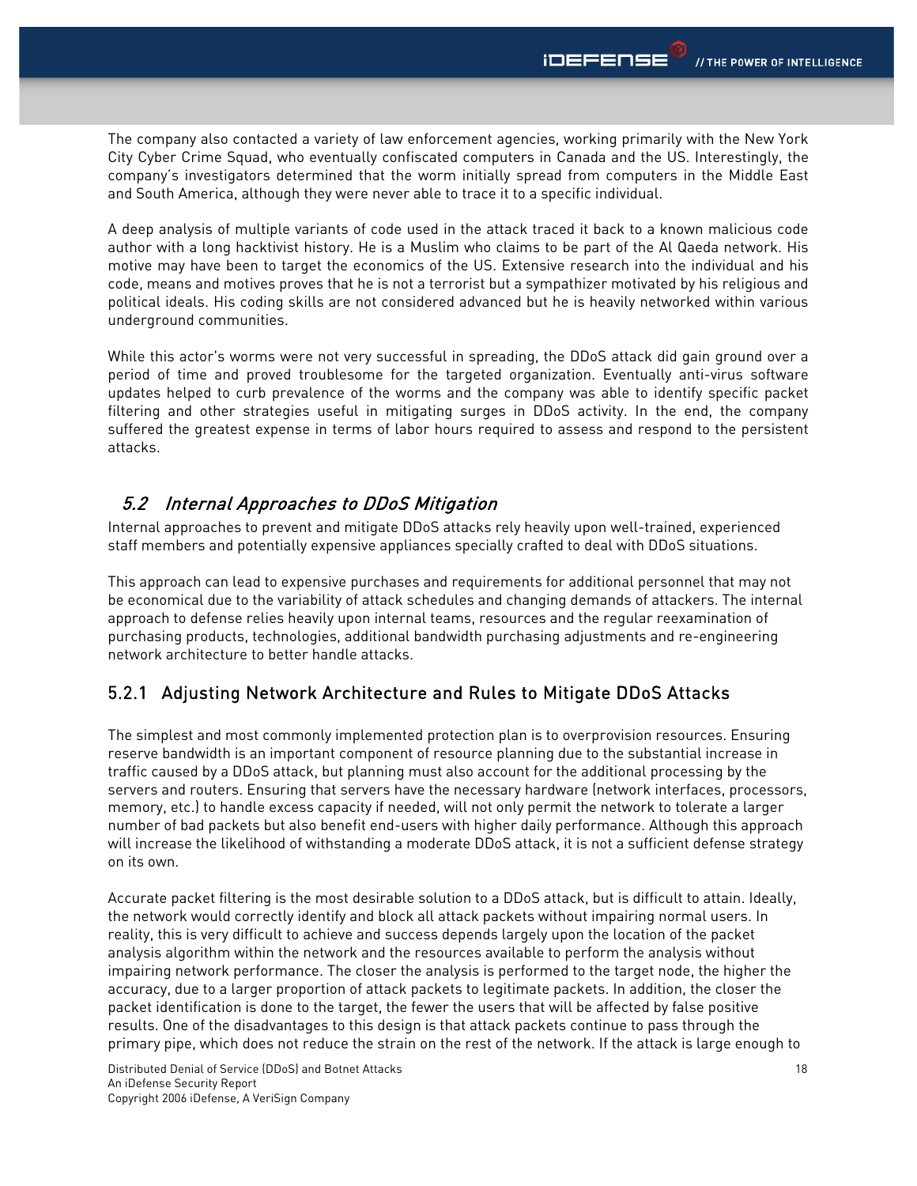The company also contacted a variety of law enforcement agencies, working primarily with the New York City Cyber Crime Squad, who eventually confiscated computers in Canada and the US. Interestingly, the company's investigators determined that the worm initially spread from computers in the Middle East and South America, although they were never able to trace it to a specific individual.

A deep analysis of multiple variants of code used in the attack traced it back to a known malicious code author with a long hacktivist history. He is a Muslim who claims to be part of the Al Qaeda network. His motive may have been to target the economics of the US. Extensive research into the individual and his code, means and motives proves that he is not a terrorist but a sympathizer motivated by his religious and political ideals. His coding skills are not considered advanced but he is heavily networked within various underground communities.

While this actor's worms were not very successful in spreading, the DDoS attack did gain ground over a period of time and proved troublesome for the targeted organization. Eventually anti-virus software updates helped to curb prevalence of the worms and the company was able to identify specific packet filtering and other strategies useful in mitigating surges in DDoS activity. In the end, the company suffered the greatest expense in terms of labor hours required to assess and respond to the persistent attacks.

## *5.2 Internal Approaches to DDoS Mitigation*

Internal approaches to prevent and mitigate DDoS attacks rely heavily upon well-trained, experienced staff members and potentially expensive appliances specially crafted to deal with DDoS situations.

This approach can lead to expensive purchases and requirements for additional personnel that may not be economical due to the variability of attack schedules and changing demands of attackers. The internal approach to defense relies heavily upon internal teams, resources and the regular reexamination of purchasing products, technologies, additional bandwidth purchasing adjustments and re-engineering network architecture to better handle attacks.

### 5.2.1 Adjusting Network Architecture and Rules to Mitigate DDoS Attacks

The simplest and most commonly implemented protection plan is to overprovision resources. Ensuring reserve bandwidth is an important component of resource planning due to the substantial increase in traffic caused by a DDoS attack, but planning must also account for the additional processing by the servers and routers. Ensuring that servers have the necessary hardware (network interfaces, processors, memory, etc.) to handle excess capacity if needed, will not only permit the network to tolerate a larger number of bad packets but also benefit end-users with higher daily performance. Although this approach will increase the likelihood of withstanding a moderate DDoS attack, it is not a sufficient defense strategy on its own.

Accurate packet filtering is the most desirable solution to a DDoS attack, but is difficult to attain. Ideally, the network would correctly identify and block all attack packets without impairing normal users. In reality, this is very difficult to achieve and success depends largely upon the location of the packet analysis algorithm within the network and the resources available to perform the analysis without impairing network performance. The closer the analysis is performed to the target node, the higher the accuracy, due to a larger proportion of attack packets to legitimate packets. In addition, the closer the packet identification is done to the target, the fewer the users that will be affected by false positive results. One of the disadvantages to this design is that attack packets continue to pass through the primary pipe, which does not reduce the strain on the rest of the network. If the attack is large enough to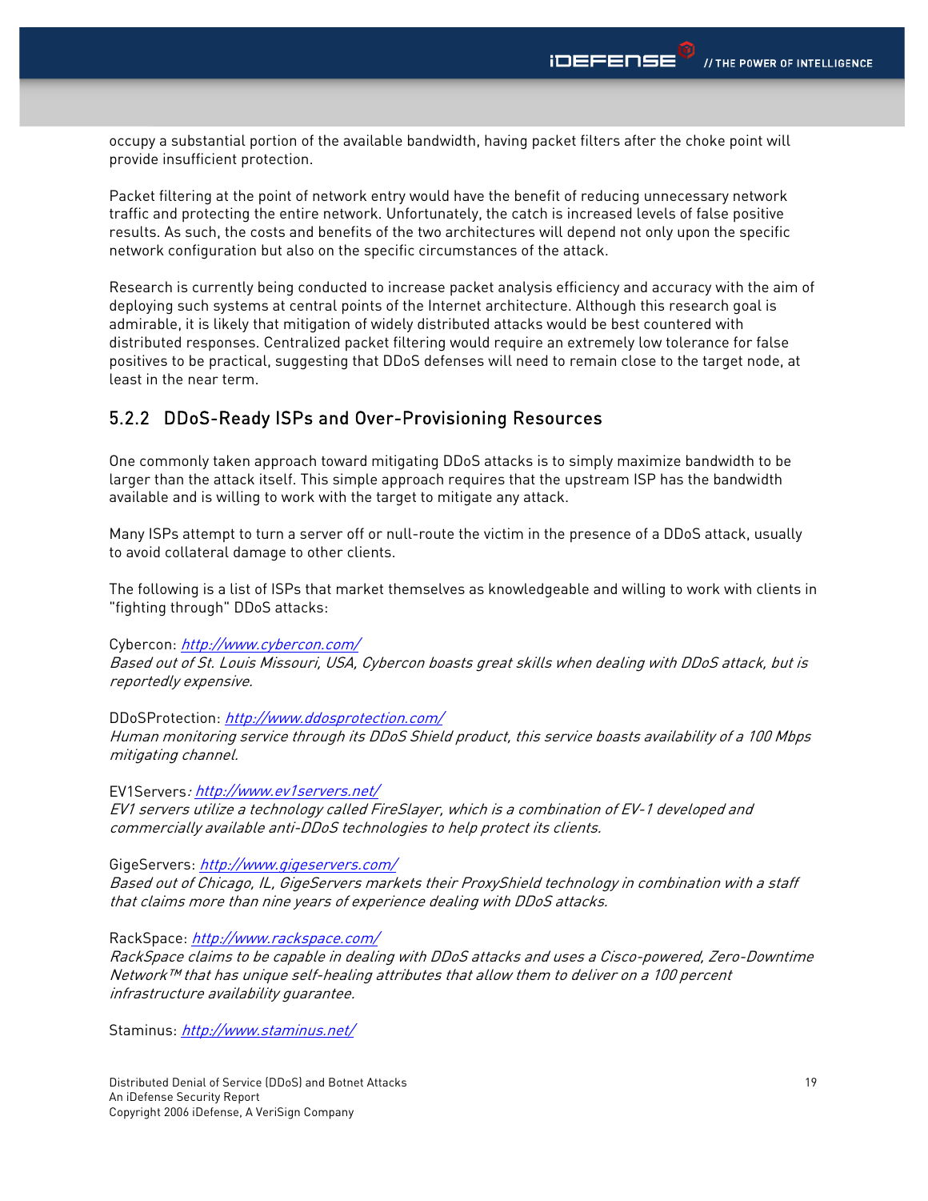occupy a substantial portion of the available bandwidth, having packet filters after the choke point will provide insufficient protection.

Packet filtering at the point of network entry would have the benefit of reducing unnecessary network traffic and protecting the entire network. Unfortunately, the catch is increased levels of false positive results. As such, the costs and benefits of the two architectures will depend not only upon the specific network configuration but also on the specific circumstances of the attack.

Research is currently being conducted to increase packet analysis efficiency and accuracy with the aim of deploying such systems at central points of the Internet architecture. Although this research goal is admirable, it is likely that mitigation of widely distributed attacks would be best countered with distributed responses. Centralized packet filtering would require an extremely low tolerance for false positives to be practical, suggesting that DDoS defenses will need to remain close to the target node, at least in the near term.

### 5.2.2 DDoS-Ready ISPs and Over-Provisioning Resources

One commonly taken approach toward mitigating DDoS attacks is to simply maximize bandwidth to be larger than the attack itself. This simple approach requires that the upstream ISP has the bandwidth available and is willing to work with the target to mitigate any attack.

Many ISPs attempt to turn a server off or null-route the victim in the presence of a DDoS attack, usually to avoid collateral damage to other clients.

The following is a list of ISPs that market themselves as knowledgeable and willing to work with clients in "fighting through" DDoS attacks:

Cybercon: *http://www.cybercon.com/*
*Based out of St. Louis Missouri, USA, Cybercon boasts great skills when dealing with DDoS attack, but is reportedly expensive.*

DDoSProtection: *http://www.ddosprotection.com/*
*Human monitoring service through its DDoS Shield product, this service boasts availability of a 100 Mbps mitigating channel.*

EV1Servers*: http://www.ev1servers.net/*
*EV1 servers utilize a technology called FireSlayer, which is a combination of EV-1 developed and commercially available anti-DDoS technologies to help protect its clients.*

GigeServers: *http://www.gigeservers.com/*
*Based out of Chicago, IL, GigeServers markets their ProxyShield technology in combination with a staff that claims more than nine years of experience dealing with DDoS attacks.*

RackSpace: *http://www.rackspace.com/*
*RackSpace claims to be capable in dealing with DDoS attacks and uses a Cisco-powered, Zero-Downtime Network™ that has unique self-healing attributes that allow them to deliver on a 100 percent infrastructure availability guarantee.*

Staminus: *http://www.staminus.net/*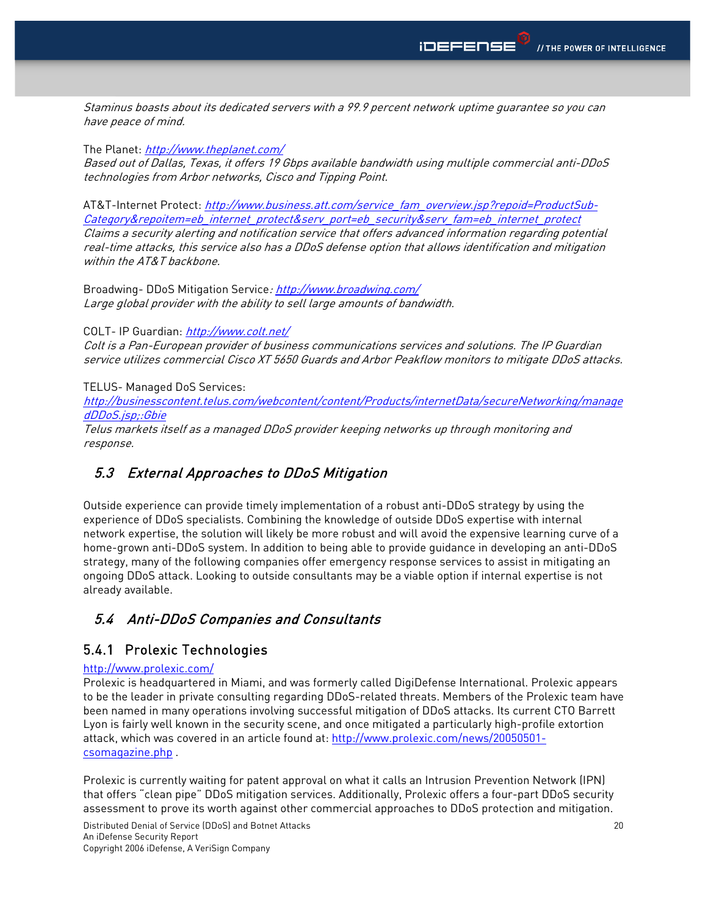*Staminus boasts about its dedicated servers with a 99.9 percent network uptime guarantee so you can have peace of mind.*

The Planet: *http://www.theplanet.com/*
*Based out of Dallas, Texas, it offers 19 Gbps available bandwidth using multiple commercial anti-DDoS technologies from Arbor networks, Cisco and Tipping Point.*

AT&T-Internet Protect: *http://www.business.att.com/service_fam_overview.jsp?repoid=ProductSub-Category&repoitem=eb_internet_protect&serv_port=eb_security&serv_fam=eb_internet_protect*
*Claims a security alerting and notification service that offers advanced information regarding potential real-time attacks, this service also has a DDoS defense option that allows identification and mitigation within the AT&T backbone.*

Broadwing- DDoS Mitigation Service*: http://www.broadwing.com/*
*Large global provider with the ability to sell large amounts of bandwidth.*

COLT- IP Guardian: *http://www.colt.net/*
*Colt is a Pan-European provider of business communications services and solutions. The IP Guardian service utilizes commercial Cisco XT 5650 Guards and Arbor Peakflow monitors to mitigate DDoS attacks.*

TELUS- Managed DoS Services:
*http://businesscontent.telus.com/webcontent/content/Products/internetData/secureNetworking/managedDDoS.jsp;:Gbie*
*Telus markets itself as a managed DDoS provider keeping networks up through monitoring and response.*

## *5.3 External Approaches to DDoS Mitigation*

Outside experience can provide timely implementation of a robust anti-DDoS strategy by using the experience of DDoS specialists. Combining the knowledge of outside DDoS expertise with internal network expertise, the solution will likely be more robust and will avoid the expensive learning curve of a home-grown anti-DDoS system. In addition to being able to provide guidance in developing an anti-DDoS strategy, many of the following companies offer emergency response services to assist in mitigating an ongoing DDoS attack. Looking to outside consultants may be a viable option if internal expertise is not already available.

## *5.4 Anti-DDoS Companies and Consultants*

### 5.4.1 Prolexic Technologies

http://www.prolexic.com/
Prolexic is headquartered in Miami, and was formerly called DigiDefense International. Prolexic appears to be the leader in private consulting regarding DDoS-related threats. Members of the Prolexic team have been named in many operations involving successful mitigation of DDoS attacks. Its current CTO Barrett Lyon is fairly well known in the security scene, and once mitigated a particularly high-profile extortion attack, which was covered in an article found at: http://www.prolexic.com/news/20050501-csomagazine.php .

Prolexic is currently waiting for patent approval on what it calls an Intrusion Prevention Network (IPN) that offers "clean pipe" DDoS mitigation services. Additionally, Prolexic offers a four-part DDoS security assessment to prove its worth against other commercial approaches to DDoS protection and mitigation.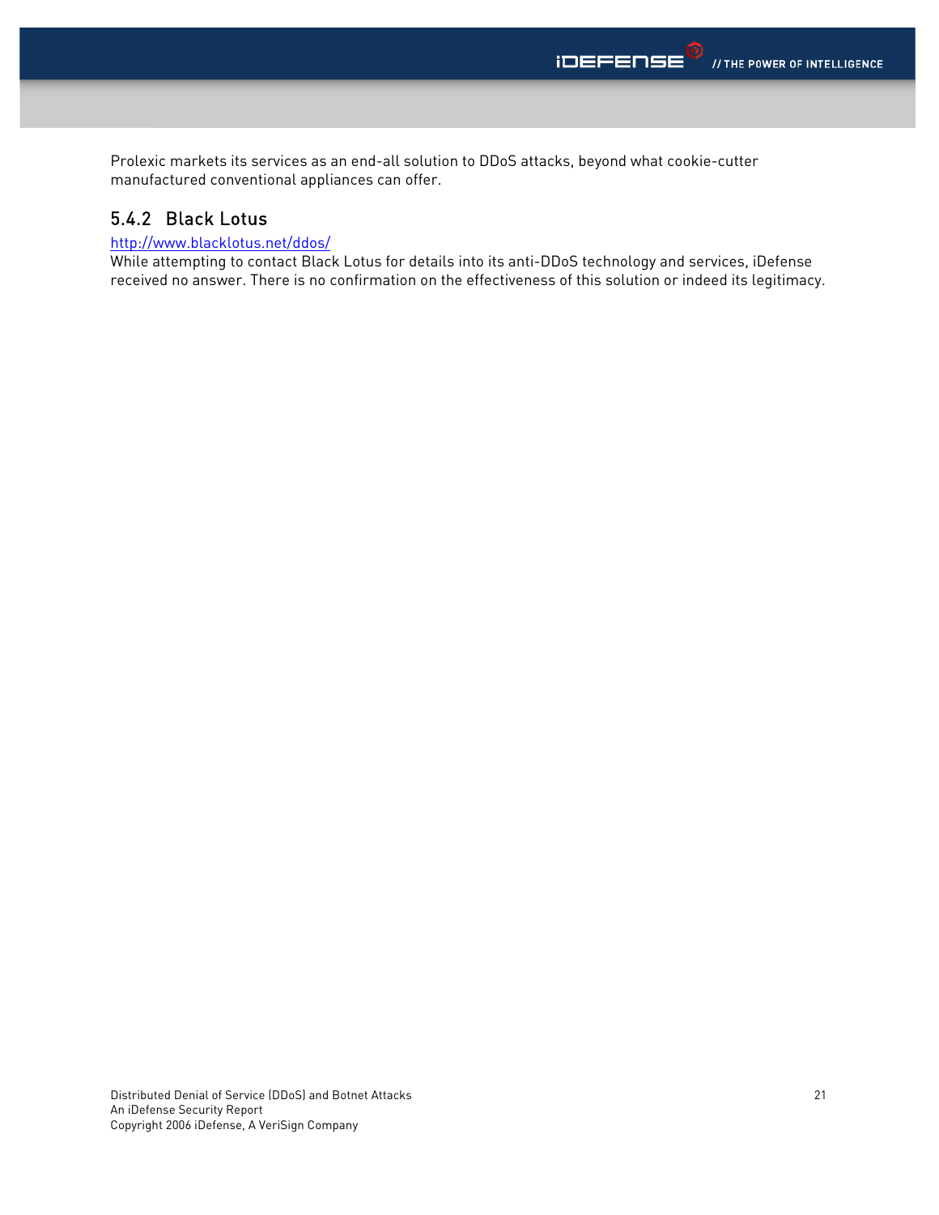Prolexic markets its services as an end-all solution to DDoS attacks, beyond what cookie-cutter manufactured conventional appliances can offer.

### 5.4.2 Black Lotus

http://www.blacklotus.net/ddos/

While attempting to contact Black Lotus for details into its anti-DDoS technology and services, iDefense received no answer. There is no confirmation on the effectiveness of this solution or indeed its legitimacy.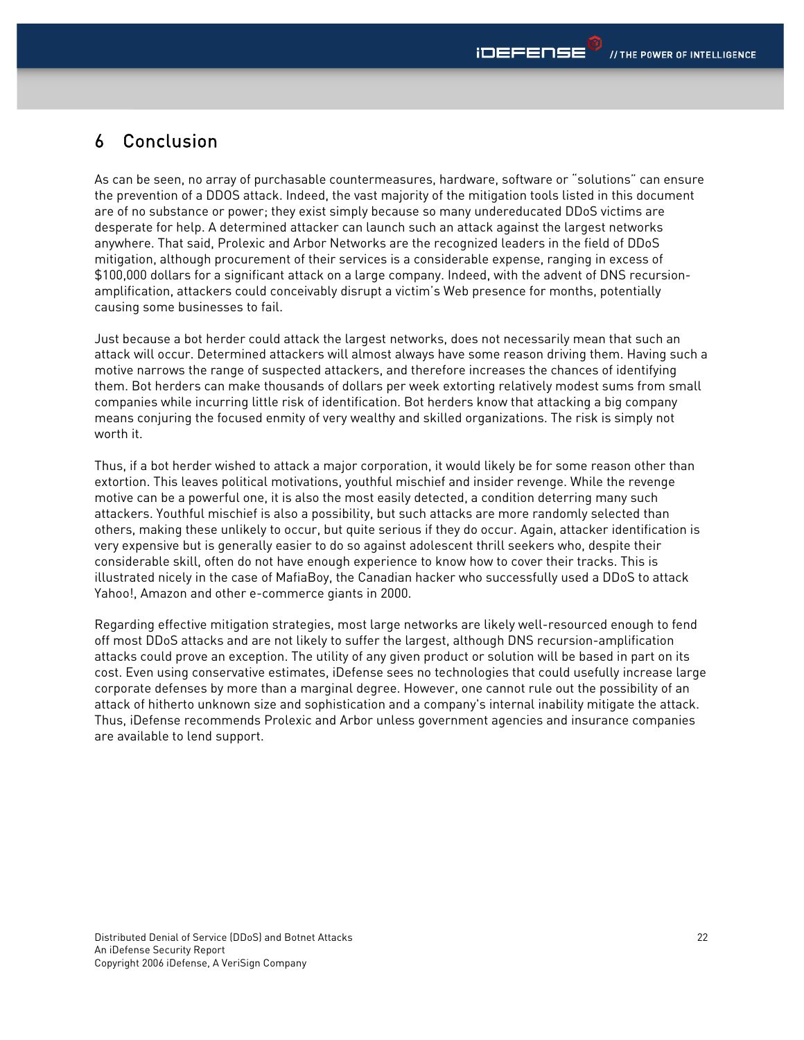# 6 Conclusion

As can be seen, no array of purchasable countermeasures, hardware, software or "solutions" can ensure the prevention of a DDOS attack. Indeed, the vast majority of the mitigation tools listed in this document are of no substance or power; they exist simply because so many undereducated DDoS victims are desperate for help. A determined attacker can launch such an attack against the largest networks anywhere. That said, Prolexic and Arbor Networks are the recognized leaders in the field of DDoS mitigation, although procurement of their services is a considerable expense, ranging in excess of $100,000 dollars for a significant attack on a large company. Indeed, with the advent of DNS recursion-amplification, attackers could conceivably disrupt a victim's Web presence for months, potentially causing some businesses to fail.

Just because a bot herder could attack the largest networks, does not necessarily mean that such an attack will occur. Determined attackers will almost always have some reason driving them. Having such a motive narrows the range of suspected attackers, and therefore increases the chances of identifying them. Bot herders can make thousands of dollars per week extorting relatively modest sums from small companies while incurring little risk of identification. Bot herders know that attacking a big company means conjuring the focused enmity of very wealthy and skilled organizations. The risk is simply not worth it.

Thus, if a bot herder wished to attack a major corporation, it would likely be for some reason other than extortion. This leaves political motivations, youthful mischief and insider revenge. While the revenge motive can be a powerful one, it is also the most easily detected, a condition deterring many such attackers. Youthful mischief is also a possibility, but such attacks are more randomly selected than others, making these unlikely to occur, but quite serious if they do occur. Again, attacker identification is very expensive but is generally easier to do so against adolescent thrill seekers who, despite their considerable skill, often do not have enough experience to know how to cover their tracks. This is illustrated nicely in the case of MafiaBoy, the Canadian hacker who successfully used a DDoS to attack Yahoo!, Amazon and other e-commerce giants in 2000.

Regarding effective mitigation strategies, most large networks are likely well-resourced enough to fend off most DDoS attacks and are not likely to suffer the largest, although DNS recursion-amplification attacks could prove an exception. The utility of any given product or solution will be based in part on its cost. Even using conservative estimates, iDefense sees no technologies that could usefully increase large corporate defenses by more than a marginal degree. However, one cannot rule out the possibility of an attack of hitherto unknown size and sophistication and a company's internal inability mitigate the attack. Thus, iDefense recommends Prolexic and Arbor unless government agencies and insurance companies are available to lend support.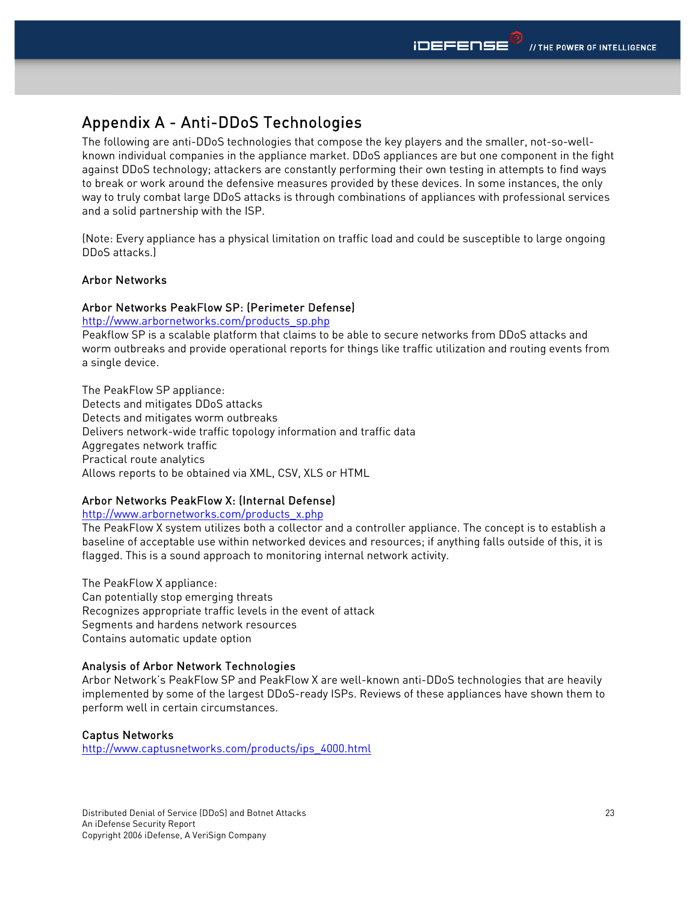# Appendix A - Anti-DDoS Technologies

The following are anti-DDoS technologies that compose the key players and the smaller, not-so-well-known individual companies in the appliance market. DDoS appliances are but one component in the fight against DDoS technology; attackers are constantly performing their own testing in attempts to find ways to break or work around the defensive measures provided by these devices. In some instances, the only way to truly combat large DDoS attacks is through combinations of appliances with professional services and a solid partnership with the ISP.

(Note: Every appliance has a physical limitation on traffic load and could be susceptible to large ongoing DDoS attacks.)

### Arbor Networks

#### Arbor Networks PeakFlow SP: (Perimeter Defense)

http://www.arbornetworks.com/products_sp.php

Peakflow SP is a scalable platform that claims to be able to secure networks from DDoS attacks and worm outbreaks and provide operational reports for things like traffic utilization and routing events from a single device.

The PeakFlow SP appliance:
Detects and mitigates DDoS attacks
Detects and mitigates worm outbreaks
Delivers network-wide traffic topology information and traffic data
Aggregates network traffic
Practical route analytics
Allows reports to be obtained via XML, CSV, XLS or HTML

#### Arbor Networks PeakFlow X: (Internal Defense)

http://www.arbornetworks.com/products_x.php

The PeakFlow X system utilizes both a collector and a controller appliance. The concept is to establish a baseline of acceptable use within networked devices and resources; if anything falls outside of this, it is flagged. This is a sound approach to monitoring internal network activity.

The PeakFlow X appliance:
Can potentially stop emerging threats
Recognizes appropriate traffic levels in the event of attack
Segments and hardens network resources
Contains automatic update option

#### Analysis of Arbor Network Technologies

Arbor Network's PeakFlow SP and PeakFlow X are well-known anti-DDoS technologies that are heavily implemented by some of the largest DDoS-ready ISPs. Reviews of these appliances have shown them to perform well in certain circumstances.

### Captus Networks

http://www.captusnetworks.com/products/ips_4000.html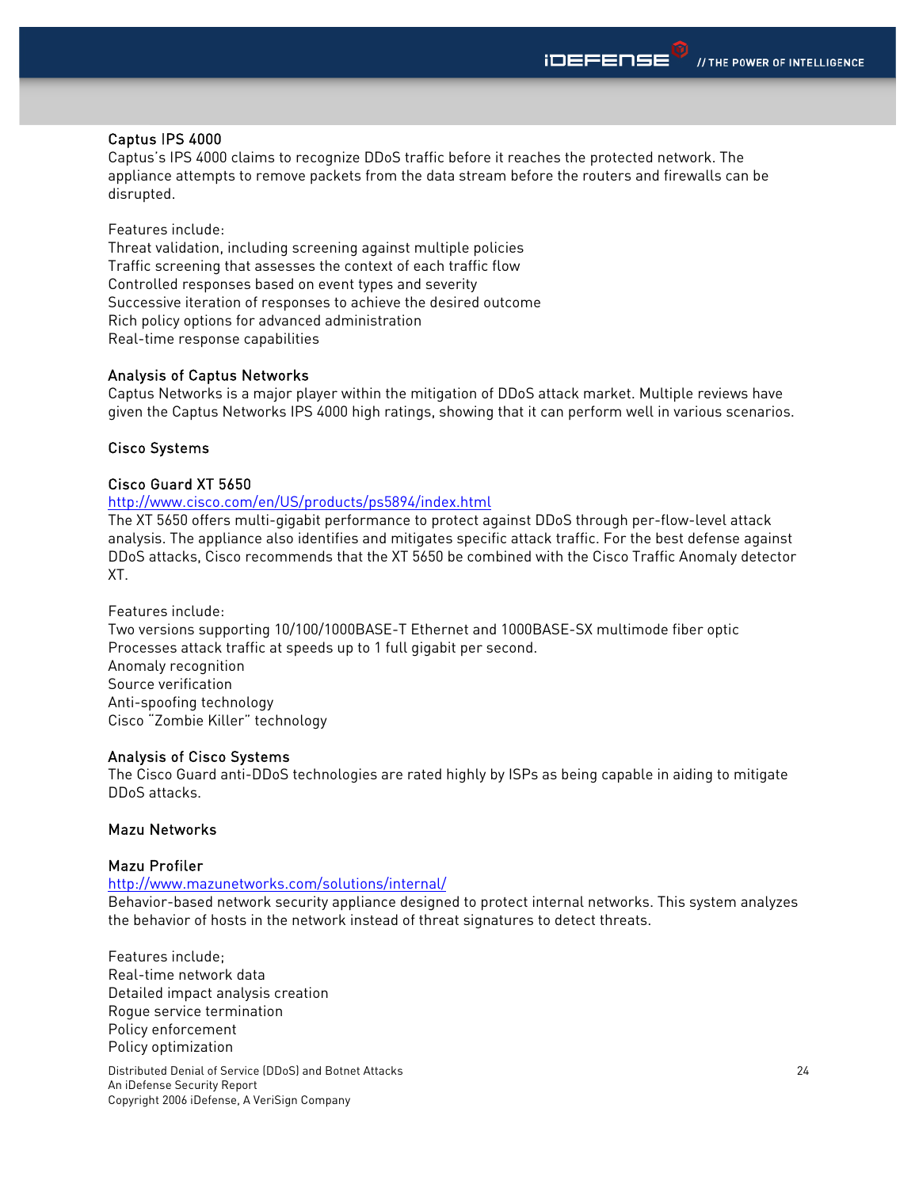### Captus IPS 4000

Captus's IPS 4000 claims to recognize DDoS traffic before it reaches the protected network. The appliance attempts to remove packets from the data stream before the routers and firewalls can be disrupted.

Features include:
Threat validation, including screening against multiple policies
Traffic screening that assesses the context of each traffic flow
Controlled responses based on event types and severity
Successive iteration of responses to achieve the desired outcome
Rich policy options for advanced administration
Real-time response capabilities

### Analysis of Captus Networks

Captus Networks is a major player within the mitigation of DDoS attack market. Multiple reviews have given the Captus Networks IPS 4000 high ratings, showing that it can perform well in various scenarios.

## Cisco Systems

### Cisco Guard XT 5650

http://www.cisco.com/en/US/products/ps5894/index.html
The XT 5650 offers multi-gigabit performance to protect against DDoS through per-flow-level attack analysis. The appliance also identifies and mitigates specific attack traffic. For the best defense against DDoS attacks, Cisco recommends that the XT 5650 be combined with the Cisco Traffic Anomaly detector XT.

Features include:
Two versions supporting 10/100/1000BASE-T Ethernet and 1000BASE-SX multimode fiber optic
Processes attack traffic at speeds up to 1 full gigabit per second.
Anomaly recognition
Source verification
Anti-spoofing technology
Cisco "Zombie Killer" technology

### Analysis of Cisco Systems

The Cisco Guard anti-DDoS technologies are rated highly by ISPs as being capable in aiding to mitigate DDoS attacks.

## Mazu Networks

### Mazu Profiler

http://www.mazunetworks.com/solutions/internal/
Behavior-based network security appliance designed to protect internal networks. This system analyzes the behavior of hosts in the network instead of threat signatures to detect threats.

Features include;
Real-time network data
Detailed impact analysis creation
Rogue service termination
Policy enforcement
Policy optimization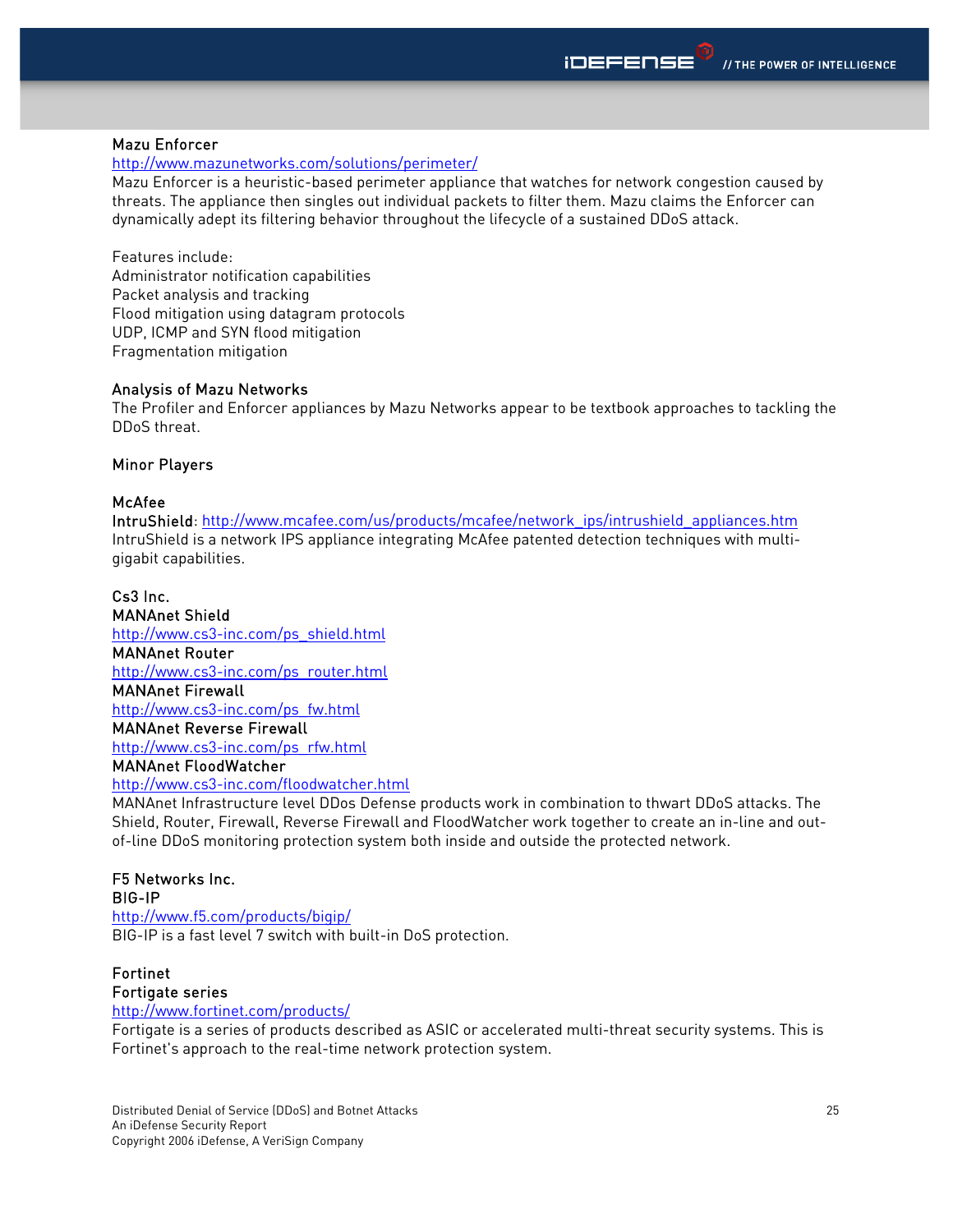### Mazu Enforcer

http://www.mazunetworks.com/solutions/perimeter/

Mazu Enforcer is a heuristic-based perimeter appliance that watches for network congestion caused by threats. The appliance then singles out individual packets to filter them. Mazu claims the Enforcer can dynamically adept its filtering behavior throughout the lifecycle of a sustained DDoS attack.

Features include:
Administrator notification capabilities
Packet analysis and tracking
Flood mitigation using datagram protocols
UDP, ICMP and SYN flood mitigation
Fragmentation mitigation

### Analysis of Mazu Networks

The Profiler and Enforcer appliances by Mazu Networks appear to be textbook approaches to tackling the DDoS threat.

## Minor Players

### McAfee

**IntruShield**: http://www.mcafee.com/us/products/mcafee/network_ips/intrushield_appliances.htm
IntruShield is a network IPS appliance integrating McAfee patented detection techniques with multi-gigabit capabilities.

### Cs3 Inc.

**MANAnet Shield**
http://www.cs3-inc.com/ps_shield.html
**MANAnet Router**
http://www.cs3-inc.com/ps_router.html
**MANAnet Firewall**
http://www.cs3-inc.com/ps_fw.html
**MANAnet Reverse Firewall**
http://www.cs3-inc.com/ps_rfw.html
**MANAnet FloodWatcher**
http://www.cs3-inc.com/floodwatcher.html
MANAnet Infrastructure level DDos Defense products work in combination to thwart DDoS attacks. The Shield, Router, Firewall, Reverse Firewall and FloodWatcher work together to create an in-line and out-of-line DDoS monitoring protection system both inside and outside the protected network.

### F5 Networks Inc.

**BIG-IP**
http://www.f5.com/products/bigip/
BIG-IP is a fast level 7 switch with built-in DoS protection.

### Fortinet

**Fortigate series**
http://www.fortinet.com/products/
Fortigate is a series of products described as ASIC or accelerated multi-threat security systems. This is Fortinet's approach to the real-time network protection system.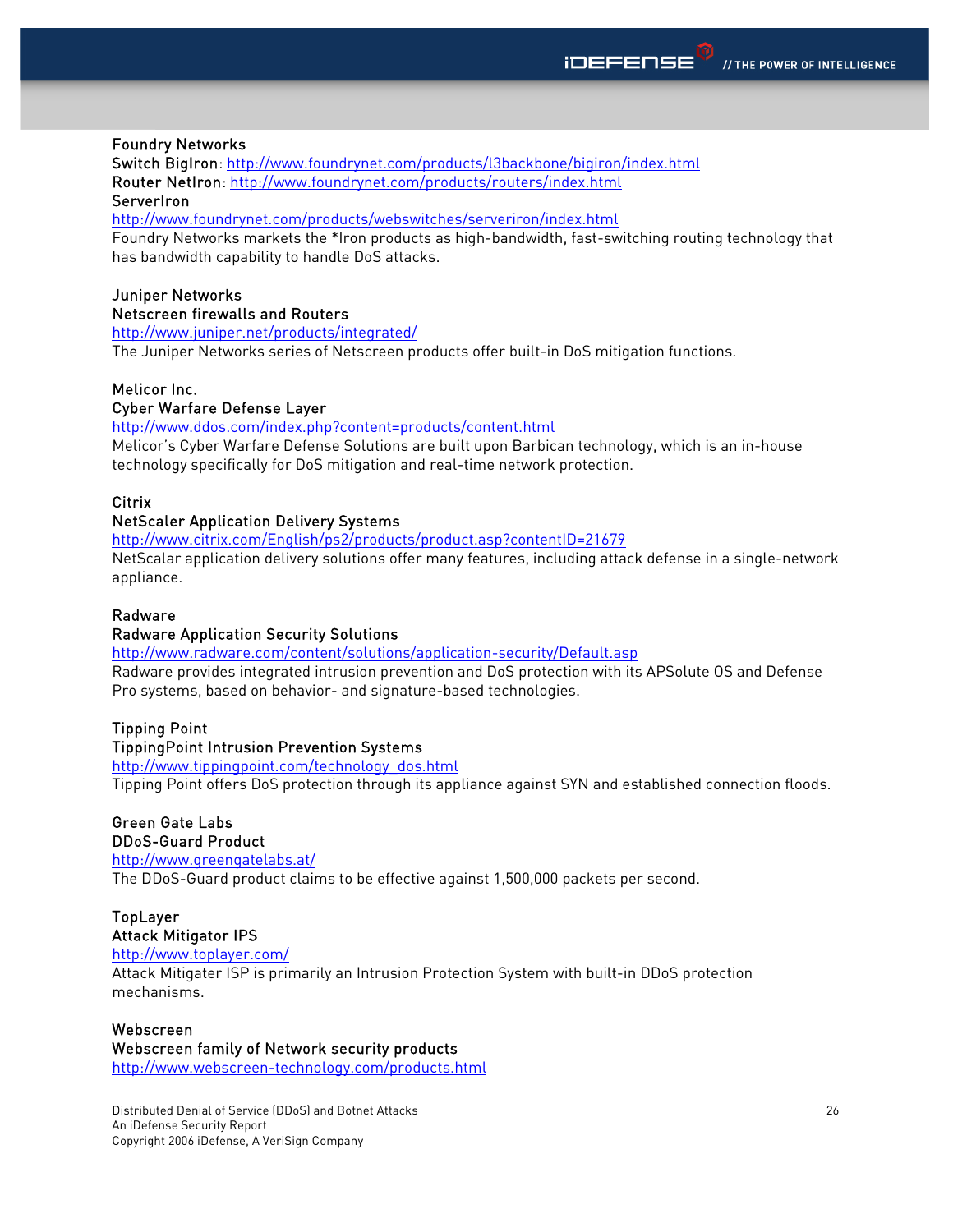Foundry Networks
Switch BigIron: http://www.foundrynet.com/products/l3backbone/bigiron/index.html
Router NetIron: http://www.foundrynet.com/products/routers/index.html
ServerIron
http://www.foundrynet.com/products/webswitches/serveriron/index.html
Foundry Networks markets the *Iron products as high-bandwidth, fast-switching routing technology that has bandwidth capability to handle DoS attacks.

Juniper Networks
Netscreen firewalls and Routers
http://www.juniper.net/products/integrated/
The Juniper Networks series of Netscreen products offer built-in DoS mitigation functions.

Melicor Inc.
Cyber Warfare Defense Layer
http://www.ddos.com/index.php?content=products/content.html
Melicor's Cyber Warfare Defense Solutions are built upon Barbican technology, which is an in-house technology specifically for DoS mitigation and real-time network protection.

Citrix
NetScaler Application Delivery Systems
http://www.citrix.com/English/ps2/products/product.asp?contentID=21679
NetScalar application delivery solutions offer many features, including attack defense in a single-network appliance.

Radware
Radware Application Security Solutions
http://www.radware.com/content/solutions/application-security/Default.asp
Radware provides integrated intrusion prevention and DoS protection with its APSolute OS and Defense Pro systems, based on behavior- and signature-based technologies.

Tipping Point
TippingPoint Intrusion Prevention Systems
http://www.tippingpoint.com/technology_dos.html
Tipping Point offers DoS protection through its appliance against SYN and established connection floods.

Green Gate Labs
DDoS-Guard Product
http://www.greengatelabs.at/
The DDoS-Guard product claims to be effective against 1,500,000 packets per second.

TopLayer
Attack Mitigator IPS
http://www.toplayer.com/
Attack Mitigater ISP is primarily an Intrusion Protection System with built-in DDoS protection mechanisms.

Webscreen
Webscreen family of Network security products
http://www.webscreen-technology.com/products.html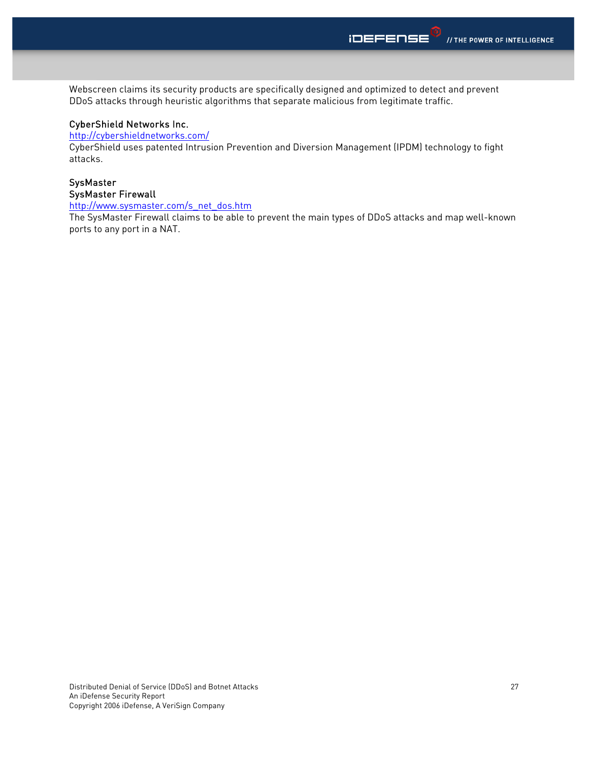Webscreen claims its security products are specifically designed and optimized to detect and prevent DDoS attacks through heuristic algorithms that separate malicious from legitimate traffic.

**CyberShield Networks Inc.**
http://cybershieldnetworks.com/
CyberShield uses patented Intrusion Prevention and Diversion Management (IPDM) technology to fight attacks.

**SysMaster**
**SysMaster Firewall**
http://www.sysmaster.com/s_net_dos.htm
The SysMaster Firewall claims to be able to prevent the main types of DDoS attacks and map well-known ports to any port in a NAT.